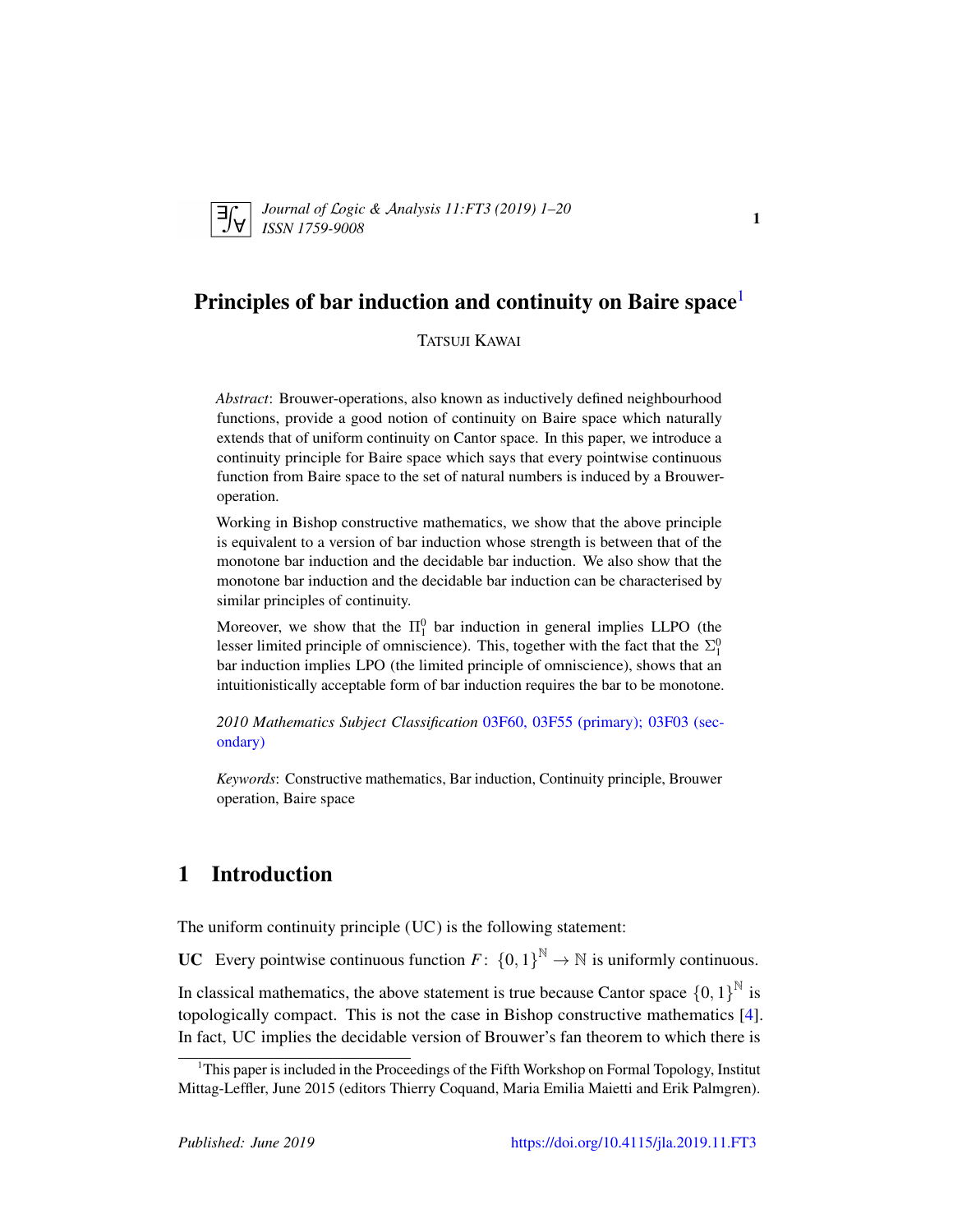# Principles of bar induction and continuity on Baire space[1]

TATSUJI KAWAI

*Abstract*: Brouwer-operations, also known as inductively defined neighbourhood functions, provide a good notion of continuity on Baire space which naturally extends that of uniform continuity on Cantor space. In this paper, we introduce a continuity principle for Baire space which says that every pointwise continuous function from Baire space to the set of natural numbers is induced by a Brouwer-operation.

Working in Bishop constructive mathematics, we show that the above principle is equivalent to a version of bar induction whose strength is between that of the monotone bar induction and the decidable bar induction. We also show that the monotone bar induction and the decidable bar induction can be characterised by similar principles of continuity.

Moreover, we show that the $\Pi^0_1$ bar induction in general implies LLPO (the lesser limited principle of omniscience). This, together with the fact that the $\Sigma^0_1$ bar induction implies LPO (the limited principle of omniscience), shows that an intuitionistically acceptable form of bar induction requires the bar to be monotone.

*2010 Mathematics Subject Classification* 03F60, 03F55 (primary); 03F03 (secondary)

*Keywords*: Constructive mathematics, Bar induction, Continuity principle, Brouwer operation, Baire space

## 1 Introduction

The uniform continuity principle (UC) is the following statement:

**UC** Every pointwise continuous function $F\colon \{0,1\}^{\mathbb{N}} \to \mathbb{N}$ is uniformly continuous.

In classical mathematics, the above statement is true because Cantor space $\{0,1\}^{\mathbb{N}}$ is topologically compact. This is not the case in Bishop constructive mathematics [4]. In fact, UC implies the decidable version of Brouwer's fan theorem to which there is

[1] This paper is included in the Proceedings of the Fifth Workshop on Formal Topology, Institut Mittag-Leffler, June 2015 (editors Thierry Coquand, Maria Emilia Maietti and Erik Palmgren).

Published: June 2019 https://doi.org/10.4115/jla.2019.11.FT3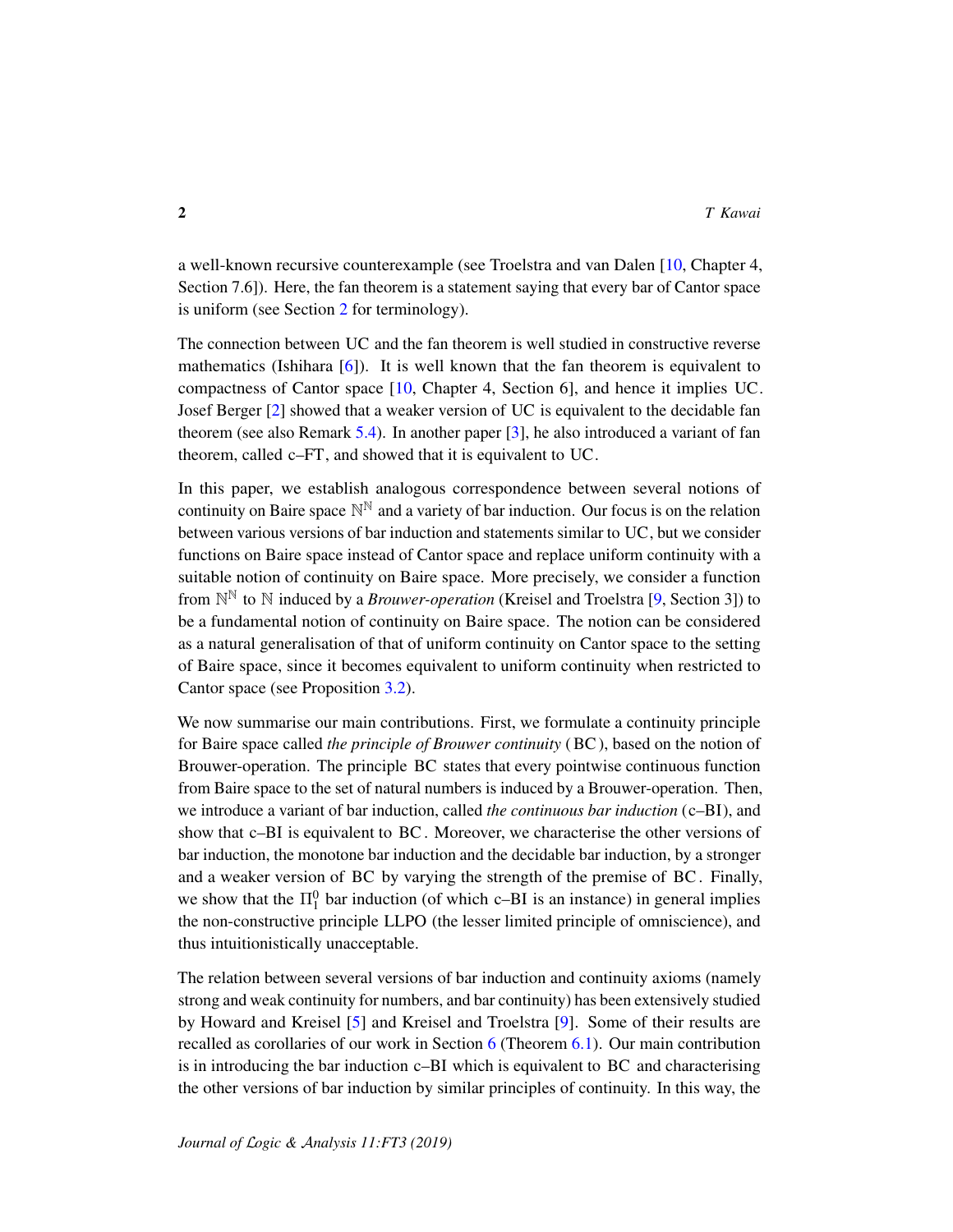a well-known recursive counterexample (see Troelstra and van Dalen [10, Chapter 4, Section 7.6]). Here, the fan theorem is a statement saying that every bar of Cantor space is uniform (see Section 2 for terminology).

The connection between UC and the fan theorem is well studied in constructive reverse mathematics (Ishihara [6]). It is well known that the fan theorem is equivalent to compactness of Cantor space [10, Chapter 4, Section 6], and hence it implies UC. Josef Berger [2] showed that a weaker version of UC is equivalent to the decidable fan theorem (see also Remark 5.4). In another paper [3], he also introduced a variant of fan theorem, called c–FT, and showed that it is equivalent to UC.

In this paper, we establish analogous correspondence between several notions of continuity on Baire space $\mathbb{N}^{\mathbb{N}}$ and a variety of bar induction. Our focus is on the relation between various versions of bar induction and statements similar to UC, but we consider functions on Baire space instead of Cantor space and replace uniform continuity with a suitable notion of continuity on Baire space. More precisely, we consider a function from $\mathbb{N}^{\mathbb{N}}$ to $\mathbb{N}$ induced by a *Brouwer-operation* (Kreisel and Troelstra [9, Section 3]) to be a fundamental notion of continuity on Baire space. The notion can be considered as a natural generalisation of that of uniform continuity on Cantor space to the setting of Baire space, since it becomes equivalent to uniform continuity when restricted to Cantor space (see Proposition 3.2).

We now summarise our main contributions. First, we formulate a continuity principle for Baire space called *the principle of Brouwer continuity* (BC), based on the notion of Brouwer-operation. The principle BC states that every pointwise continuous function from Baire space to the set of natural numbers is induced by a Brouwer-operation. Then, we introduce a variant of bar induction, called *the continuous bar induction* (c–BI), and show that c–BI is equivalent to BC. Moreover, we characterise the other versions of bar induction, the monotone bar induction and the decidable bar induction, by a stronger and a weaker version of BC by varying the strength of the premise of BC. Finally, we show that the $\Pi^0_1$ bar induction (of which c–BI is an instance) in general implies the non-constructive principle LLPO (the lesser limited principle of omniscience), and thus intuitionistically unacceptable.

The relation between several versions of bar induction and continuity axioms (namely strong and weak continuity for numbers, and bar continuity) has been extensively studied by Howard and Kreisel [5] and Kreisel and Troelstra [9]. Some of their results are recalled as corollaries of our work in Section 6 (Theorem 6.1). Our main contribution is in introducing the bar induction c–BI which is equivalent to BC and characterising the other versions of bar induction by similar principles of continuity. In this way, the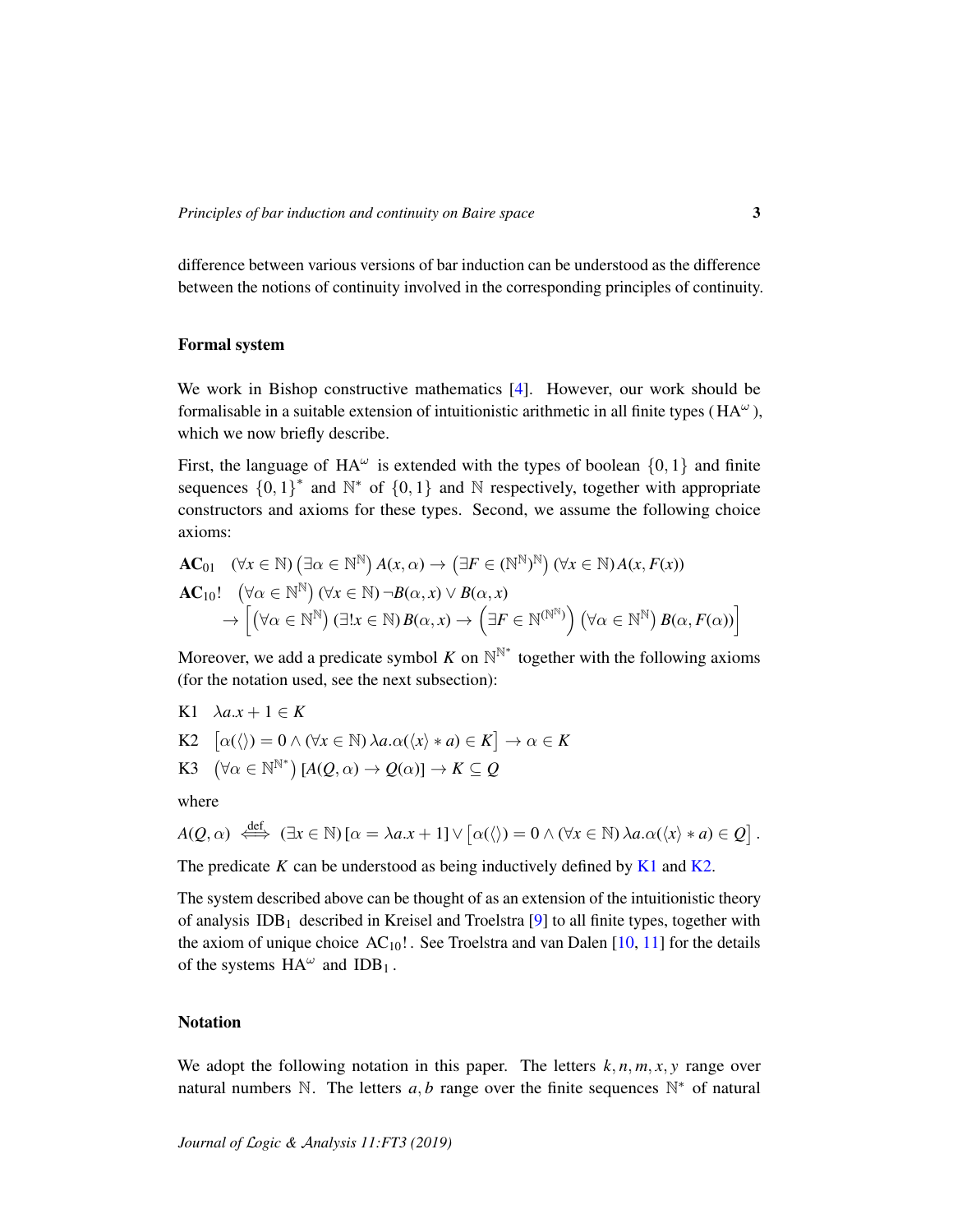difference between various versions of bar induction can be understood as the difference between the notions of continuity involved in the corresponding principles of continuity.

### Formal system

We work in Bishop constructive mathematics [4]. However, our work should be formalisable in a suitable extension of intuitionistic arithmetic in all finite types ( $\mathrm{HA}^\omega$ ), which we now briefly describe.

First, the language of $\mathrm{HA}^\omega$ is extended with the types of boolean $\{0,1\}$ and finite sequences $\{0,1\}^*$ and $\mathbb{N}^*$ of $\{0,1\}$ and $\mathbb{N}$ respectively, together with appropriate constructors and axioms for these types. Second, we assume the following choice axioms:

$$\mathbf{AC}_{01} \quad (\forall x \in \mathbb{N}) \left(\exists \alpha \in \mathbb{N}^{\mathbb{N}}\right) A(x,\alpha) \to \left(\exists F \in (\mathbb{N}^{\mathbb{N}})^{\mathbb{N}}\right) (\forall x \in \mathbb{N}) A(x, F(x))$$

$$\mathbf{AC}_{10}! \quad \left(\forall \alpha \in \mathbb{N}^{\mathbb{N}}\right) (\forall x \in \mathbb{N}) \neg B(\alpha, x) \vee B(\alpha, x)$$
$$\to \left[ \left(\forall \alpha \in \mathbb{N}^{\mathbb{N}}\right) (\exists ! x \in \mathbb{N}) B(\alpha, x) \to \left(\exists F \in \mathbb{N}^{(\mathbb{N}^{\mathbb{N}})}\right) \left(\forall \alpha \in \mathbb{N}^{\mathbb{N}}\right) B(\alpha, F(\alpha)) \right]$$

Moreover, we add a predicate symbol $K$ on $\mathbb{N}^{\mathbb{N}^*}$ together with the following axioms (for the notation used, see the next subsection):

K1 $\lambda a.x + 1 \in K$

K2 $\left[\alpha(\langle\rangle) = 0 \wedge (\forall x \in \mathbb{N})\, \lambda a.\alpha(\langle x \rangle * a) \in K\right] \to \alpha \in K$

K3 $\left(\forall \alpha \in \mathbb{N}^{\mathbb{N}^*}\right) [A(Q,\alpha) \to Q(\alpha)] \to K \subseteq Q$

where

$$A(Q,\alpha) \overset{\text{def}}{\iff} (\exists x \in \mathbb{N})\, [\alpha = \lambda a.x + 1] \vee \left[\alpha(\langle\rangle) = 0 \wedge (\forall x \in \mathbb{N})\, \lambda a.\alpha(\langle x \rangle * a) \in Q\right].$$

The predicate $K$ can be understood as being inductively defined by K1 and K2.

The system described above can be thought of as an extension of the intuitionistic theory of analysis $\mathrm{IDB}_1$ described in Kreisel and Troelstra [9] to all finite types, together with the axiom of unique choice $\mathrm{AC}_{10}!$. See Troelstra and van Dalen [10, 11] for the details of the systems $\mathrm{HA}^\omega$ and $\mathrm{IDB}_1$.

### Notation

We adopt the following notation in this paper. The letters $k, n, m, x, y$ range over natural numbers $\mathbb{N}$. The letters $a, b$ range over the finite sequences $\mathbb{N}^*$ of natural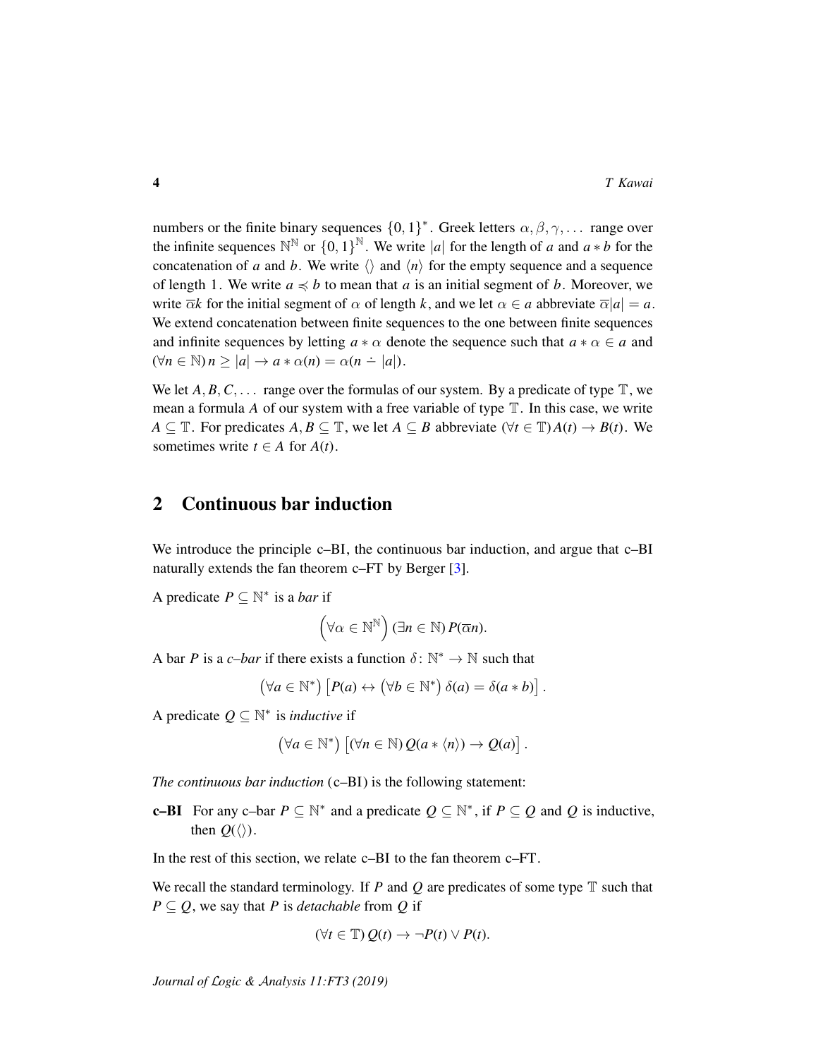numbers or the finite binary sequences $\{0,1\}^*$. Greek letters $\alpha, \beta, \gamma, \ldots$ range over the infinite sequences $\mathbb{N}^{\mathbb{N}}$ or $\{0,1\}^{\mathbb{N}}$. We write $|a|$ for the length of $a$ and $a * b$ for the concatenation of $a$ and $b$. We write $\langle\rangle$ and $\langle n\rangle$ for the empty sequence and a sequence of length 1. We write $a \preccurlyeq b$ to mean that $a$ is an initial segment of $b$. Moreover, we write $\overline{\alpha}k$ for the initial segment of $\alpha$ of length $k$, and we let $\alpha \in a$ abbreviate $\overline{\alpha}|a| = a$. We extend concatenation between finite sequences to the one between finite sequences and infinite sequences by letting $a * \alpha$ denote the sequence such that $a * \alpha \in a$ and $(\forall n \in \mathbb{N})\, n \geq |a| \to a * \alpha(n) = \alpha(n \dot{-} |a|)$.

We let $A, B, C, \ldots$ range over the formulas of our system. By a predicate of type $\mathbb{T}$, we mean a formula $A$ of our system with a free variable of type $\mathbb{T}$. In this case, we write $A \subseteq \mathbb{T}$. For predicates $A, B \subseteq \mathbb{T}$, we let $A \subseteq B$ abbreviate $(\forall t \in \mathbb{T})\, A(t) \to B(t)$. We sometimes write $t \in A$ for $A(t)$.

## 2 Continuous bar induction

We introduce the principle c–BI, the continuous bar induction, and argue that c–BI naturally extends the fan theorem c–FT by Berger [3].

A predicate $P \subseteq \mathbb{N}^*$ is a *bar* if

$$\left(\forall \alpha \in \mathbb{N}^{\mathbb{N}}\right) (\exists n \in \mathbb{N})\, P(\overline{\alpha}n).$$

A bar $P$ is a *c–bar* if there exists a function $\delta \colon \mathbb{N}^* \to \mathbb{N}$ such that

$$\left(\forall a \in \mathbb{N}^*\right) \left[P(a) \leftrightarrow \left(\forall b \in \mathbb{N}^*\right) \delta(a) = \delta(a * b)\right].$$

A predicate $Q \subseteq \mathbb{N}^*$ is *inductive* if

$$\left(\forall a \in \mathbb{N}^*\right) \left[(\forall n \in \mathbb{N})\, Q(a * \langle n\rangle) \to Q(a)\right].$$

*The continuous bar induction* (c–BI) is the following statement:

**c–BI** For any c–bar $P \subseteq \mathbb{N}^*$ and a predicate $Q \subseteq \mathbb{N}^*$, if $P \subseteq Q$ and $Q$ is inductive, then $Q(\langle\rangle)$.

In the rest of this section, we relate c–BI to the fan theorem c–FT.

We recall the standard terminology. If $P$ and $Q$ are predicates of some type $\mathbb{T}$ such that $P \subseteq Q$, we say that $P$ is *detachable* from $Q$ if

$$(\forall t \in \mathbb{T})\, Q(t) \to \neg P(t) \vee P(t).$$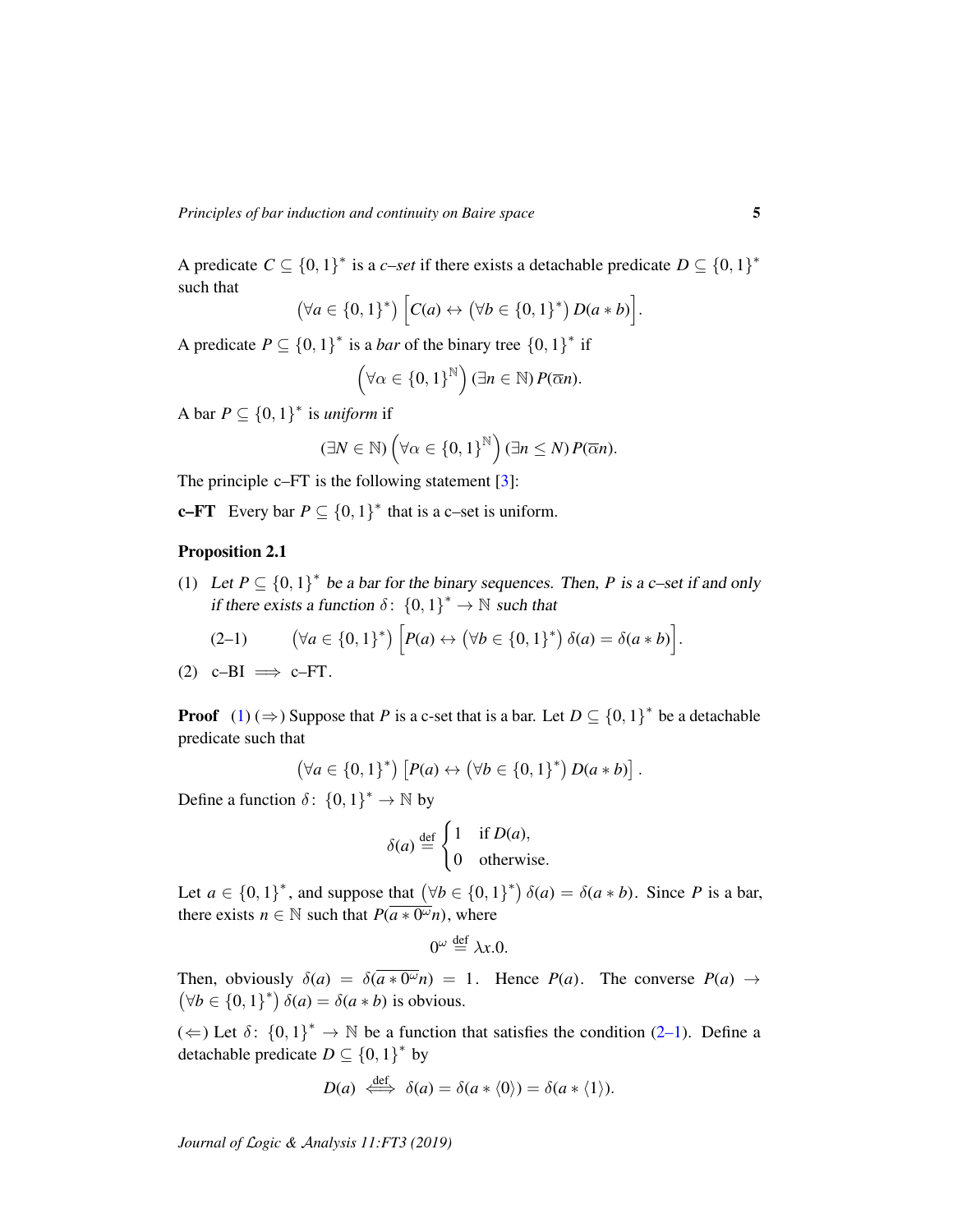A predicate $C \subseteq \{0,1\}^*$ is a *c–set* if there exists a detachable predicate $D \subseteq \{0,1\}^*$ such that

$$\left(\forall a \in \{0,1\}^*\right)\left[C(a) \leftrightarrow \left(\forall b \in \{0,1\}^*\right) D(a * b)\right].$$

A predicate $P \subseteq \{0,1\}^*$ is a *bar* of the binary tree $\{0,1\}^*$ if

$$\left(\forall \alpha \in \{0,1\}^{\mathbb{N}}\right)(\exists n \in \mathbb{N})\, P(\overline{\alpha}n).$$

A bar $P \subseteq \{0,1\}^*$ is *uniform* if

$$(\exists N \in \mathbb{N})\left(\forall \alpha \in \{0,1\}^{\mathbb{N}}\right)(\exists n \leq N)\, P(\overline{\alpha}n).$$

The principle c–FT is the following statement [3]:

**c–FT** Every bar $P \subseteq \{0,1\}^*$ that is a c–set is uniform.

**Proposition 2.1**

(1) *Let $P \subseteq \{0,1\}^*$ be a bar for the binary sequences. Then, $P$ is a c–set if and only if there exists a function $\delta \colon \{0,1\}^* \to \mathbb{N}$ such that*

$$\text{(2–1)} \qquad \left(\forall a \in \{0,1\}^*\right)\left[P(a) \leftrightarrow \left(\forall b \in \{0,1\}^*\right) \delta(a) = \delta(a * b)\right].$$

(2) c–BI $\implies$ c–FT.

**Proof** (1) ($\Rightarrow$) Suppose that $P$ is a c-set that is a bar. Let $D \subseteq \{0,1\}^*$ be a detachable predicate such that

$$\left(\forall a \in \{0,1\}^*\right)\left[P(a) \leftrightarrow \left(\forall b \in \{0,1\}^*\right) D(a * b)\right].$$

Define a function $\delta \colon \{0,1\}^* \to \mathbb{N}$ by

$$\delta(a) \stackrel{\text{def}}{=} \begin{cases} 1 & \text{if } D(a), \\ 0 & \text{otherwise.} \end{cases}$$

Let $a \in \{0,1\}^*$, and suppose that $\left(\forall b \in \{0,1\}^*\right) \delta(a) = \delta(a * b)$. Since $P$ is a bar, there exists $n \in \mathbb{N}$ such that $P(\overline{a * 0^\omega}n)$, where

$$0^\omega \stackrel{\text{def}}{=} \lambda x.0.$$

Then, obviously $\delta(a) = \delta(\overline{a * 0^\omega}n) = 1$. Hence $P(a)$. The converse $P(a) \to \left(\forall b \in \{0,1\}^*\right) \delta(a) = \delta(a * b)$ is obvious.

($\Leftarrow$) Let $\delta \colon \{0,1\}^* \to \mathbb{N}$ be a function that satisfies the condition (2–1). Define a detachable predicate $D \subseteq \{0,1\}^*$ by

$$D(a) \stackrel{\text{def}}{\iff} \delta(a) = \delta(a * \langle 0 \rangle) = \delta(a * \langle 1 \rangle).$$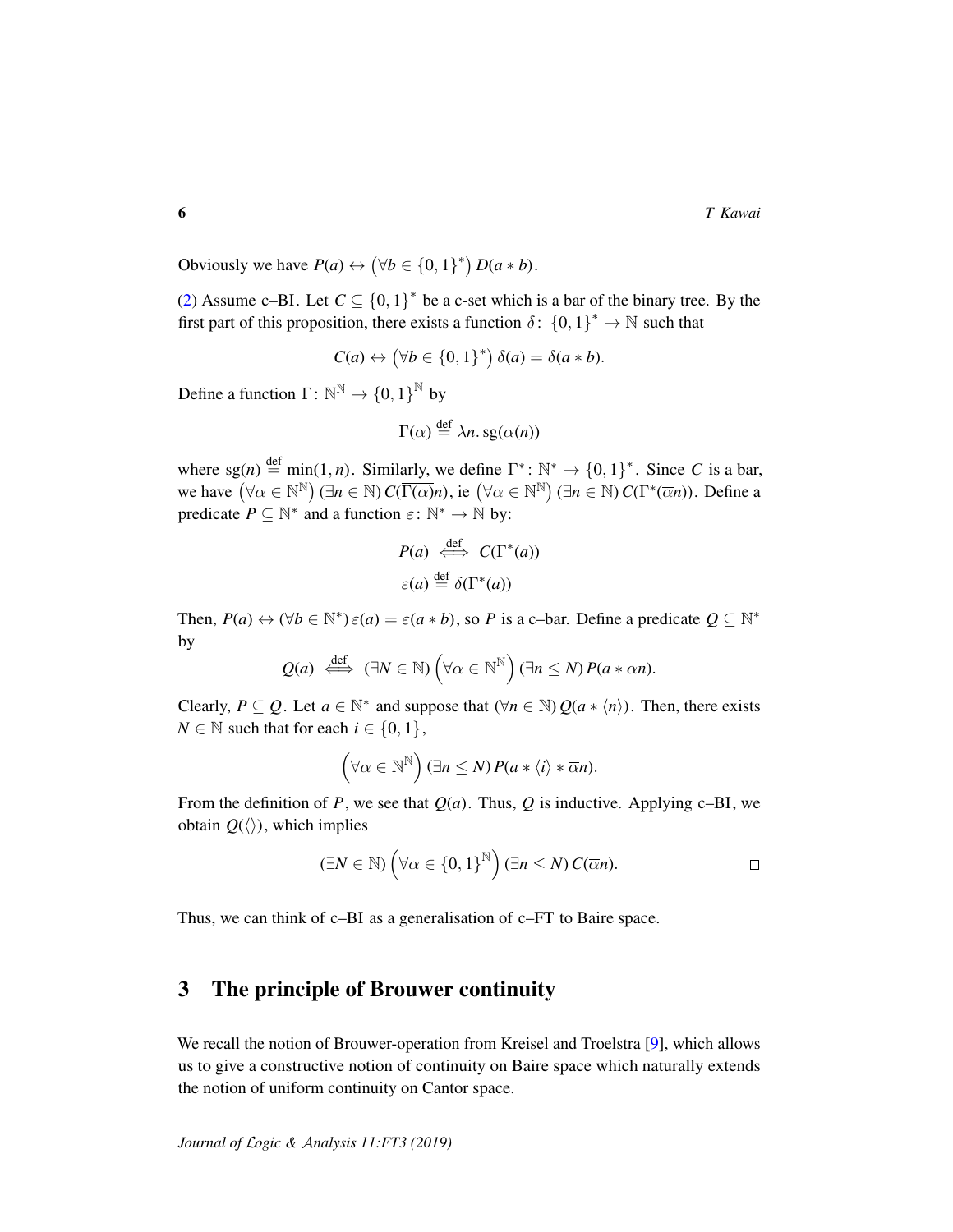Obviously we have $P(a) \leftrightarrow \left(\forall b \in \{0,1\}^*\right) D(a * b)$.

(2) Assume c–BI. Let $C \subseteq \{0,1\}^*$ be a c-set which is a bar of the binary tree. By the first part of this proposition, there exists a function $\delta \colon \{0,1\}^* \to \mathbb{N}$ such that

$$C(a) \leftrightarrow \left(\forall b \in \{0,1\}^*\right) \delta(a) = \delta(a * b).$$

Define a function $\Gamma \colon \mathbb{N}^{\mathbb{N}} \to \{0,1\}^{\mathbb{N}}$ by

$$\Gamma(\alpha) \stackrel{\text{def}}{=} \lambda n.\, \mathrm{sg}(\alpha(n))$$

where $\mathrm{sg}(n) \stackrel{\text{def}}{=} \min(1,n)$. Similarly, we define $\Gamma^* \colon \mathbb{N}^* \to \{0,1\}^*$. Since $C$ is a bar, we have $\left(\forall \alpha \in \mathbb{N}^{\mathbb{N}}\right)(\exists n \in \mathbb{N})\, C(\overline{\Gamma(\alpha)}n)$, ie $\left(\forall \alpha \in \mathbb{N}^{\mathbb{N}}\right)(\exists n \in \mathbb{N})\, C(\Gamma^*(\overline{\alpha}n))$. Define a predicate $P \subseteq \mathbb{N}^*$ and a function $\varepsilon \colon \mathbb{N}^* \to \mathbb{N}$ by:

$$P(a) \stackrel{\text{def}}{\iff} C(\Gamma^*(a))$$
$$\varepsilon(a) \stackrel{\text{def}}{=} \delta(\Gamma^*(a))$$

Then, $P(a) \leftrightarrow (\forall b \in \mathbb{N}^*)\, \varepsilon(a) = \varepsilon(a * b)$, so $P$ is a c–bar. Define a predicate $Q \subseteq \mathbb{N}^*$ by

$$Q(a) \stackrel{\text{def}}{\iff} (\exists N \in \mathbb{N})\left(\forall \alpha \in \mathbb{N}^{\mathbb{N}}\right)(\exists n \leq N)\, P(a * \overline{\alpha}n).$$

Clearly, $P \subseteq Q$. Let $a \in \mathbb{N}^*$ and suppose that $(\forall n \in \mathbb{N})\, Q(a * \langle n \rangle)$. Then, there exists $N \in \mathbb{N}$ such that for each $i \in \{0,1\}$,

$$\left(\forall \alpha \in \mathbb{N}^{\mathbb{N}}\right)(\exists n \leq N)\, P(a * \langle i \rangle * \overline{\alpha}n).$$

From the definition of $P$, we see that $Q(a)$. Thus, $Q$ is inductive. Applying c–BI, we obtain $Q(\langle\rangle)$, which implies

$$(\exists N \in \mathbb{N})\left(\forall \alpha \in \{0,1\}^{\mathbb{N}}\right)(\exists n \leq N)\, C(\overline{\alpha}n). \qquad \square$$

Thus, we can think of c–BI as a generalisation of c–FT to Baire space.

## 3 The principle of Brouwer continuity

We recall the notion of Brouwer-operation from Kreisel and Troelstra [9], which allows us to give a constructive notion of continuity on Baire space which naturally extends the notion of uniform continuity on Cantor space.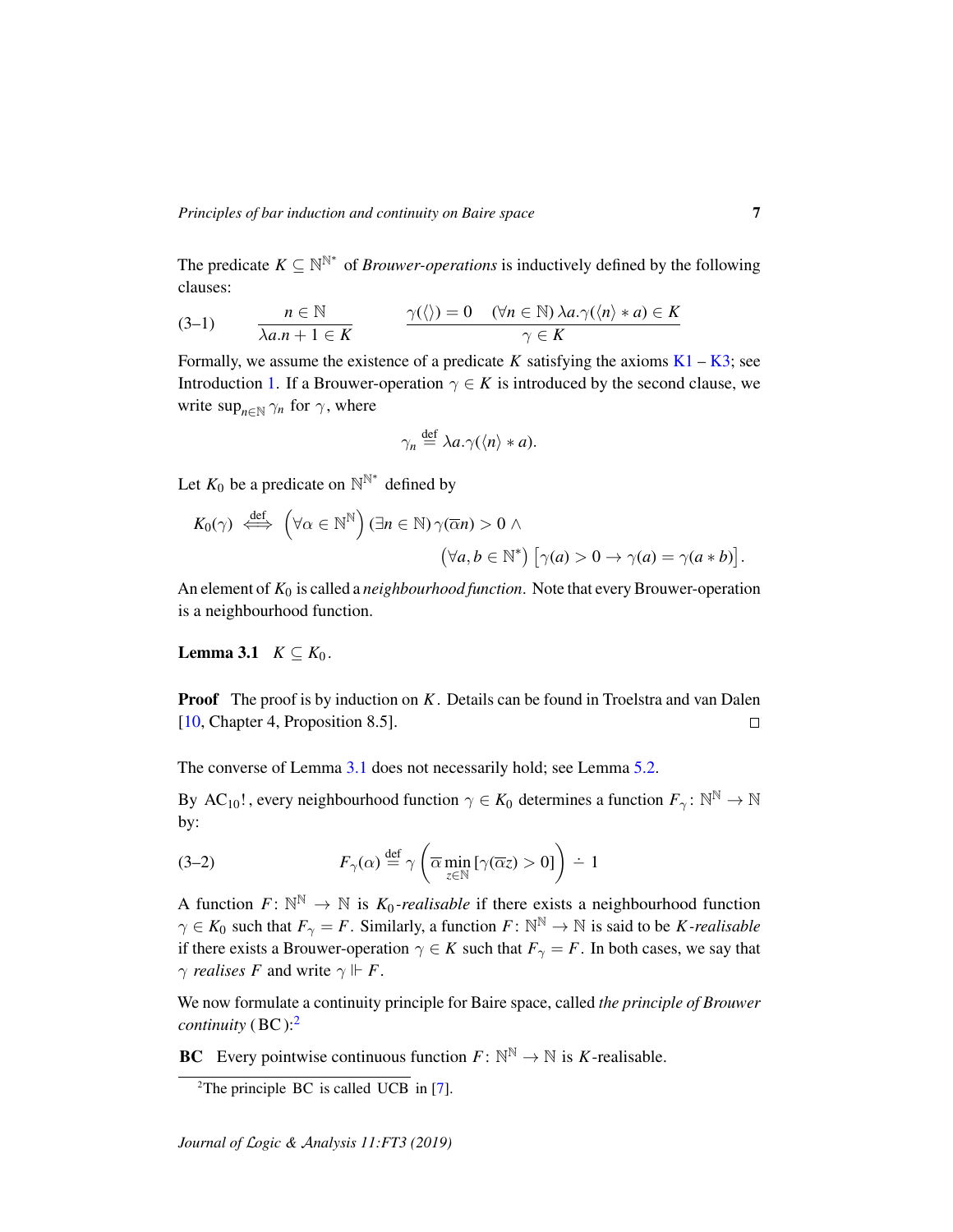The predicate $K \subseteq \mathbb{N}^{\mathbb{N}^*}$ of *Brouwer-operations* is inductively defined by the following clauses:

$$\text{(3–1)} \qquad \frac{n \in \mathbb{N}}{\lambda a.n+1 \in K} \qquad\qquad \frac{\gamma(\langle\rangle) = 0 \quad (\forall n \in \mathbb{N})\, \lambda a.\gamma(\langle n \rangle * a) \in K}{\gamma \in K}$$

Formally, we assume the existence of a predicate $K$ satisfying the axioms K1 – K3; see Introduction 1. If a Brouwer-operation $\gamma \in K$ is introduced by the second clause, we write $\sup_{n \in \mathbb{N}} \gamma_n$ for $\gamma$, where

$$\gamma_n \stackrel{\text{def}}{=} \lambda a.\gamma(\langle n \rangle * a).$$

Let $K_0$ be a predicate on $\mathbb{N}^{\mathbb{N}^*}$ defined by

$$K_0(\gamma) \stackrel{\text{def}}{\iff} \left(\forall \alpha \in \mathbb{N}^{\mathbb{N}}\right) (\exists n \in \mathbb{N})\, \gamma(\overline{\alpha}n) > 0 \,\wedge$$
$$\left(\forall a, b \in \mathbb{N}^*\right) \left[\gamma(a) > 0 \rightarrow \gamma(a) = \gamma(a * b)\right].$$

An element of $K_0$ is called a *neighbourhood function*. Note that every Brouwer-operation is a neighbourhood function.

**Lemma 3.1** $K \subseteq K_0$.

**Proof** The proof is by induction on $K$. Details can be found in Troelstra and van Dalen [10, Chapter 4, Proposition 8.5]. □

The converse of Lemma 3.1 does not necessarily hold; see Lemma 5.2.

By $\mathrm{AC}_{10}!$, every neighbourhood function $\gamma \in K_0$ determines a function $F_\gamma \colon \mathbb{N}^{\mathbb{N}} \to \mathbb{N}$ by:

$$\text{(3–2)} \qquad F_\gamma(\alpha) \stackrel{\text{def}}{=} \gamma\left(\overline{\alpha} \min_{z \in \mathbb{N}} [\gamma(\overline{\alpha}z) > 0]\right) \dot{-} 1$$

A function $F \colon \mathbb{N}^{\mathbb{N}} \to \mathbb{N}$ is *$K_0$-realisable* if there exists a neighbourhood function $\gamma \in K_0$ such that $F_\gamma = F$. Similarly, a function $F \colon \mathbb{N}^{\mathbb{N}} \to \mathbb{N}$ is said to be *$K$-realisable* if there exists a Brouwer-operation $\gamma \in K$ such that $F_\gamma = F$. In both cases, we say that $\gamma$ *realises* $F$ and write $\gamma \Vdash F$.

We now formulate a continuity principle for Baire space, called *the principle of Brouwer continuity* (BC):[2]

**BC** Every pointwise continuous function $F \colon \mathbb{N}^{\mathbb{N}} \to \mathbb{N}$ is $K$-realisable.

[2] The principle BC is called UCB in [7].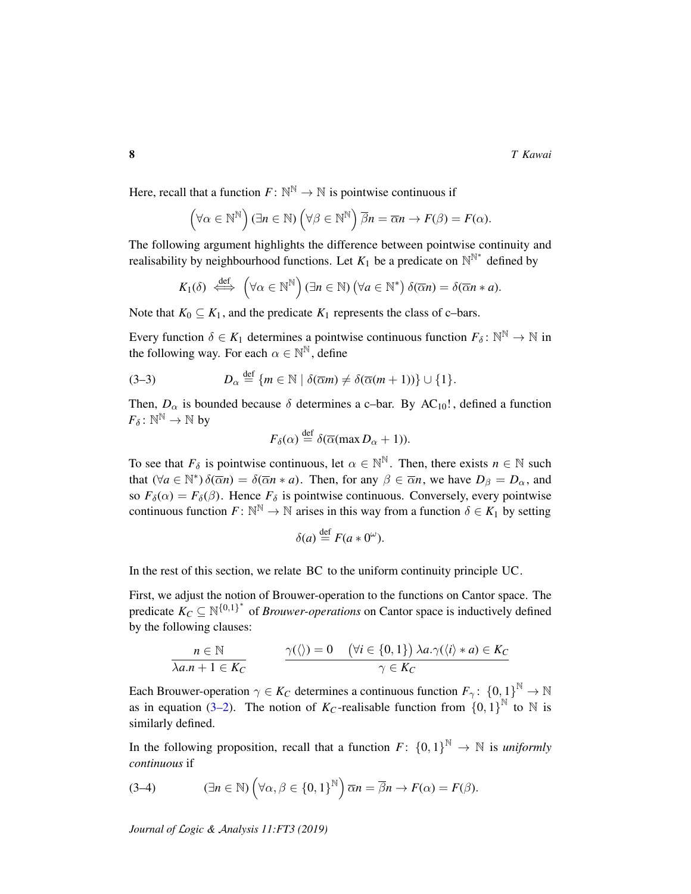Here, recall that a function $F\colon \mathbb{N}^{\mathbb{N}} \to \mathbb{N}$ is pointwise continuous if

$$\left(\forall \alpha \in \mathbb{N}^{\mathbb{N}}\right) (\exists n \in \mathbb{N}) \left(\forall \beta \in \mathbb{N}^{\mathbb{N}}\right) \overline{\beta}n = \overline{\alpha}n \to F(\beta) = F(\alpha).$$

The following argument highlights the difference between pointwise continuity and realisability by neighbourhood functions. Let $K_1$ be a predicate on $\mathbb{N}^{\mathbb{N}^*}$ defined by

$$K_1(\delta) \overset{\text{def}}{\iff} \left(\forall \alpha \in \mathbb{N}^{\mathbb{N}}\right) (\exists n \in \mathbb{N}) \left(\forall a \in \mathbb{N}^*\right) \delta(\overline{\alpha}n) = \delta(\overline{\alpha}n * a).$$

Note that $K_0 \subseteq K_1$, and the predicate $K_1$ represents the class of c–bars.

Every function $\delta \in K_1$ determines a pointwise continuous function $F_\delta\colon \mathbb{N}^{\mathbb{N}} \to \mathbb{N}$ in the following way. For each $\alpha \in \mathbb{N}^{\mathbb{N}}$, define

$$D_\alpha \overset{\text{def}}{=} \{m \in \mathbb{N} \mid \delta(\overline{\alpha}m) \neq \delta(\overline{\alpha}(m+1))\} \cup \{1\}. \tag{3–3}$$

Then, $D_\alpha$ is bounded because $\delta$ determines a c–bar. By $\mathrm{AC}_{10}!$, defined a function $F_\delta\colon \mathbb{N}^{\mathbb{N}} \to \mathbb{N}$ by

$$F_\delta(\alpha) \overset{\text{def}}{=} \delta(\overline{\alpha}(\max D_\alpha + 1)).$$

To see that $F_\delta$ is pointwise continuous, let $\alpha \in \mathbb{N}^{\mathbb{N}}$. Then, there exists $n \in \mathbb{N}$ such that $(\forall a \in \mathbb{N}^*)\, \delta(\overline{\alpha}n) = \delta(\overline{\alpha}n * a)$. Then, for any $\beta \in \overline{\alpha}n$, we have $D_\beta = D_\alpha$, and so $F_\delta(\alpha) = F_\delta(\beta)$. Hence $F_\delta$ is pointwise continuous. Conversely, every pointwise continuous function $F\colon \mathbb{N}^{\mathbb{N}} \to \mathbb{N}$ arises in this way from a function $\delta \in K_1$ by setting

$$\delta(a) \overset{\text{def}}{=} F(a * 0^\omega).$$

In the rest of this section, we relate BC to the uniform continuity principle UC.

First, we adjust the notion of Brouwer-operation to the functions on Cantor space. The predicate $K_C \subseteq \mathbb{N}^{\{0,1\}^*}$ of *Brouwer-operations* on Cantor space is inductively defined by the following clauses:

$$\frac{n \in \mathbb{N}}{\lambda a.n + 1 \in K_C} \qquad \frac{\gamma(\langle\rangle) = 0 \quad \left(\forall i \in \{0,1\}\right) \lambda a.\gamma(\langle i \rangle * a) \in K_C}{\gamma \in K_C}$$

Each Brouwer-operation $\gamma \in K_C$ determines a continuous function $F_\gamma\colon \{0,1\}^{\mathbb{N}} \to \mathbb{N}$ as in equation (3–2). The notion of $K_C$-realisable function from $\{0,1\}^{\mathbb{N}}$ to $\mathbb{N}$ is similarly defined.

In the following proposition, recall that a function $F\colon \{0,1\}^{\mathbb{N}} \to \mathbb{N}$ is *uniformly continuous* if

$$(\exists n \in \mathbb{N}) \left(\forall \alpha, \beta \in \{0,1\}^{\mathbb{N}}\right) \overline{\alpha}n = \overline{\beta}n \to F(\alpha) = F(\beta). \tag{3–4}$$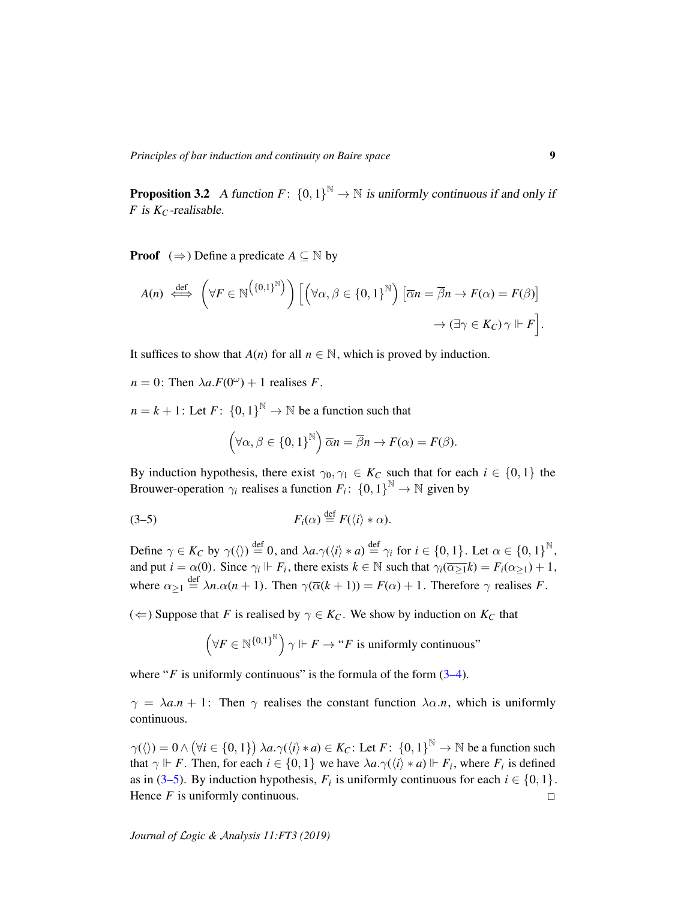**Proposition 3.2** *A function $F\colon \{0,1\}^{\mathbb{N}} \to \mathbb{N}$ is uniformly continuous if and only if $F$ is $K_C$-realisable.*

**Proof** ($\Rightarrow$) Define a predicate $A \subseteq \mathbb{N}$ by

$$A(n) \overset{\text{def}}{\iff} \left(\forall F \in \mathbb{N}^{\left(\{0,1\}^{\mathbb{N}}\right)}\right)\Big[\left(\forall \alpha,\beta \in \{0,1\}^{\mathbb{N}}\right)\left[\overline{\alpha}n = \overline{\beta}n \to F(\alpha) = F(\beta)\right] \\ \to (\exists \gamma \in K_C)\, \gamma \Vdash F\Big].$$

It suffices to show that $A(n)$ for all $n \in \mathbb{N}$, which is proved by induction.

$n = 0$: Then $\lambda a.F(0^{\omega}) + 1$ realises $F$.

$n = k+1$: Let $F\colon \{0,1\}^{\mathbb{N}} \to \mathbb{N}$ be a function such that

$$\left(\forall \alpha,\beta \in \{0,1\}^{\mathbb{N}}\right) \overline{\alpha}n = \overline{\beta}n \to F(\alpha) = F(\beta).$$

By induction hypothesis, there exist $\gamma_0, \gamma_1 \in K_C$ such that for each $i \in \{0,1\}$ the Brouwer-operation $\gamma_i$ realises a function $F_i\colon \{0,1\}^{\mathbb{N}} \to \mathbb{N}$ given by

$$F_i(\alpha) \overset{\text{def}}{=} F(\langle i \rangle * \alpha). \tag{3–5}$$

Define $\gamma \in K_C$ by $\gamma(\langle\rangle) \overset{\text{def}}{=} 0$, and $\lambda a.\gamma(\langle i \rangle * a) \overset{\text{def}}{=} \gamma_i$ for $i \in \{0,1\}$. Let $\alpha \in \{0,1\}^{\mathbb{N}}$, and put $i = \alpha(0)$. Since $\gamma_i \Vdash F_i$, there exists $k \in \mathbb{N}$ such that $\gamma_i(\overline{\alpha_{\geq 1}}k) = F_i(\alpha_{\geq 1}) + 1$, where $\alpha_{\geq 1} \overset{\text{def}}{=} \lambda n.\alpha(n+1)$. Then $\gamma(\overline{\alpha}(k+1)) = F(\alpha) + 1$. Therefore $\gamma$ realises $F$.

($\Leftarrow$) Suppose that $F$ is realised by $\gamma \in K_C$. We show by induction on $K_C$ that

$$\left(\forall F \in \mathbb{N}^{\{0,1\}^{\mathbb{N}}}\right) \gamma \Vdash F \to \text{“}F \text{ is uniformly continuous”}$$

where “$F$ is uniformly continuous” is the formula of the form (3–4).

$\gamma = \lambda a.n + 1$: Then $\gamma$ realises the constant function $\lambda \alpha.n$, which is uniformly continuous.

$\gamma(\langle\rangle) = 0 \wedge \left(\forall i \in \{0,1\}\right) \lambda a.\gamma(\langle i \rangle * a) \in K_C$: Let $F\colon \{0,1\}^{\mathbb{N}} \to \mathbb{N}$ be a function such that $\gamma \Vdash F$. Then, for each $i \in \{0,1\}$ we have $\lambda a.\gamma(\langle i \rangle * a) \Vdash F_i$, where $F_i$ is defined as in (3–5). By induction hypothesis, $F_i$ is uniformly continuous for each $i \in \{0,1\}$. Hence $F$ is uniformly continuous. $\square$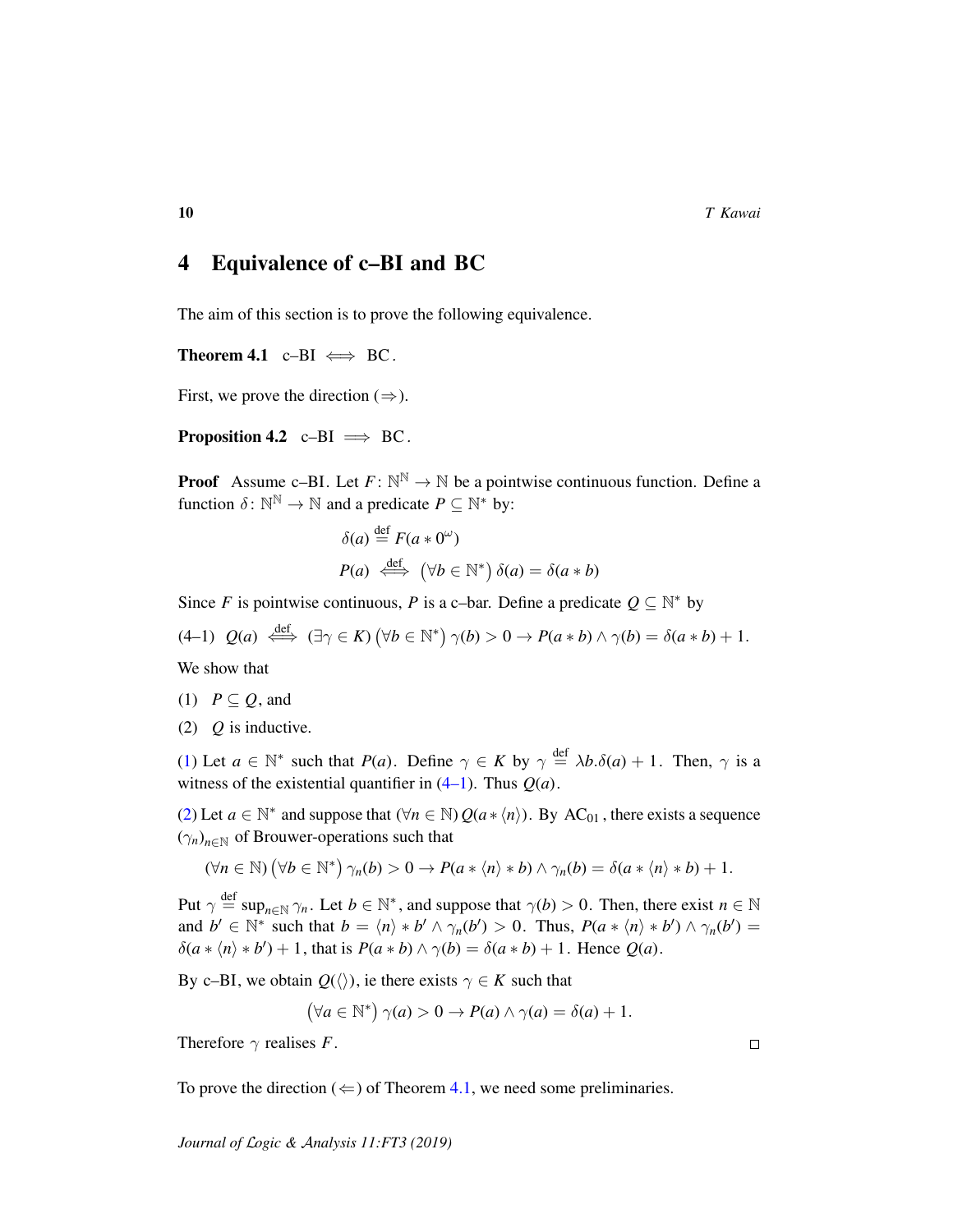## 4 Equivalence of c–BI and BC

The aim of this section is to prove the following equivalence.

**Theorem 4.1** c–BI $\iff$ BC.

First, we prove the direction ($\Rightarrow$).

**Proposition 4.2** c–BI $\implies$ BC.

**Proof** Assume c–BI. Let $F\colon \mathbb{N}^{\mathbb{N}} \to \mathbb{N}$ be a pointwise continuous function. Define a function $\delta\colon \mathbb{N}^{\mathbb{N}} \to \mathbb{N}$ and a predicate $P \subseteq \mathbb{N}^*$ by:

$$\delta(a) \stackrel{\text{def}}{=} F(a * 0^\omega)$$

$$P(a) \stackrel{\text{def}}{\iff} \left(\forall b \in \mathbb{N}^*\right) \delta(a) = \delta(a * b)$$

Since $F$ is pointwise continuous, $P$ is a c–bar. Define a predicate $Q \subseteq \mathbb{N}^*$ by

(4–1) $Q(a) \stackrel{\text{def}}{\iff} (\exists \gamma \in K) \left(\forall b \in \mathbb{N}^*\right) \gamma(b) > 0 \to P(a * b) \wedge \gamma(b) = \delta(a * b) + 1.$

We show that

(1) $P \subseteq Q$, and

(2) $Q$ is inductive.

(1) Let $a \in \mathbb{N}^*$ such that $P(a)$. Define $\gamma \in K$ by $\gamma \stackrel{\text{def}}{=} \lambda b.\delta(a) + 1$. Then, $\gamma$ is a witness of the existential quantifier in (4–1). Thus $Q(a)$.

(2) Let $a \in \mathbb{N}^*$ and suppose that $(\forall n \in \mathbb{N})\, Q(a * \langle n \rangle)$. By $\mathrm{AC}_{01}$, there exists a sequence $(\gamma_n)_{n \in \mathbb{N}}$ of Brouwer-operations such that

$$(\forall n \in \mathbb{N}) \left(\forall b \in \mathbb{N}^*\right) \gamma_n(b) > 0 \to P(a * \langle n \rangle * b) \wedge \gamma_n(b) = \delta(a * \langle n \rangle * b) + 1.$$

Put $\gamma \stackrel{\text{def}}{=} \sup_{n \in \mathbb{N}} \gamma_n$. Let $b \in \mathbb{N}^*$, and suppose that $\gamma(b) > 0$. Then, there exist $n \in \mathbb{N}$ and $b' \in \mathbb{N}^*$ such that $b = \langle n \rangle * b' \wedge \gamma_n(b') > 0$. Thus, $P(a * \langle n \rangle * b') \wedge \gamma_n(b') = \delta(a * \langle n \rangle * b') + 1$, that is $P(a * b) \wedge \gamma(b) = \delta(a * b) + 1$. Hence $Q(a)$.

By c–BI, we obtain $Q(\langle\rangle)$, ie there exists $\gamma \in K$ such that

$$\left(\forall a \in \mathbb{N}^*\right) \gamma(a) > 0 \to P(a) \wedge \gamma(a) = \delta(a) + 1.$$

Therefore $\gamma$ realises $F$. □

To prove the direction ($\Leftarrow$) of Theorem 4.1, we need some preliminaries.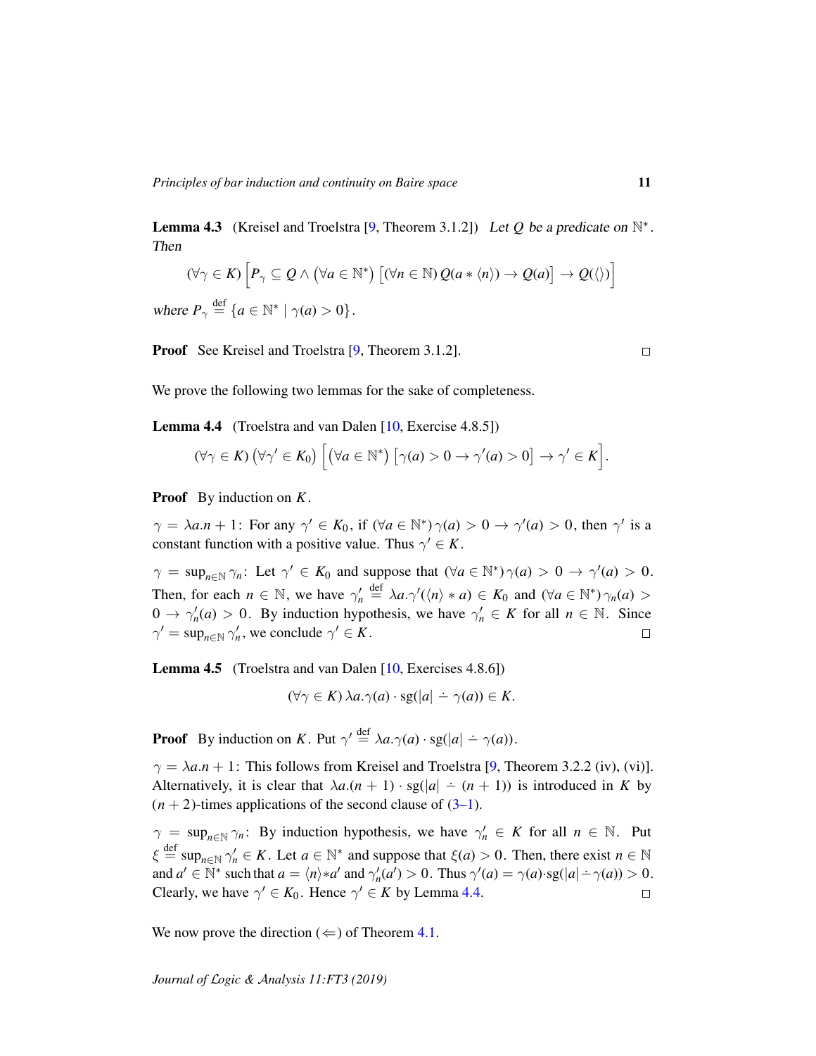**Lemma 4.3** (Kreisel and Troelstra [9, Theorem 3.1.2]) *Let $Q$ be a predicate on $\mathbb{N}^*$. Then*

$$(\forall \gamma \in K)\left[P_\gamma \subseteq Q \wedge \left(\forall a \in \mathbb{N}^*\right)\left[(\forall n \in \mathbb{N})\, Q(a * \langle n \rangle) \rightarrow Q(a)\right] \rightarrow Q(\langle\rangle)\right]$$

*where* $P_\gamma \overset{\text{def}}{=} \{a \in \mathbb{N}^* \mid \gamma(a) > 0\}$.

**Proof** See Kreisel and Troelstra [9, Theorem 3.1.2]. □

We prove the following two lemmas for the sake of completeness.

**Lemma 4.4** (Troelstra and van Dalen [10, Exercise 4.8.5])

$$(\forall \gamma \in K)\left(\forall \gamma' \in K_0\right)\left[\left(\forall a \in \mathbb{N}^*\right)\left[\gamma(a) > 0 \rightarrow \gamma'(a) > 0\right] \rightarrow \gamma' \in K\right].$$

**Proof** By induction on $K$.

$\gamma = \lambda a.n + 1$: For any $\gamma' \in K_0$, if $(\forall a \in \mathbb{N}^*)\, \gamma(a) > 0 \rightarrow \gamma'(a) > 0$, then $\gamma'$ is a constant function with a positive value. Thus $\gamma' \in K$.

$\gamma = \sup_{n \in \mathbb{N}} \gamma_n$: Let $\gamma' \in K_0$ and suppose that $(\forall a \in \mathbb{N}^*)\, \gamma(a) > 0 \rightarrow \gamma'(a) > 0$. Then, for each $n \in \mathbb{N}$, we have $\gamma'_n \overset{\text{def}}{=} \lambda a.\gamma'(\langle n \rangle * a) \in K_0$ and $(\forall a \in \mathbb{N}^*)\, \gamma_n(a) > 0 \rightarrow \gamma'_n(a) > 0$. By induction hypothesis, we have $\gamma'_n \in K$ for all $n \in \mathbb{N}$. Since $\gamma' = \sup_{n \in \mathbb{N}} \gamma'_n$, we conclude $\gamma' \in K$. □

**Lemma 4.5** (Troelstra and van Dalen [10, Exercises 4.8.6])

$$(\forall \gamma \in K)\, \lambda a.\gamma(a) \cdot \mathrm{sg}(|a| \dot{-} \gamma(a)) \in K.$$

**Proof** By induction on $K$. Put $\gamma' \overset{\text{def}}{=} \lambda a.\gamma(a) \cdot \mathrm{sg}(|a| \dot{-} \gamma(a))$.

$\gamma = \lambda a.n + 1$: This follows from Kreisel and Troelstra [9, Theorem 3.2.2 (iv), (vi)]. Alternatively, it is clear that $\lambda a.(n + 1) \cdot \mathrm{sg}(|a| \dot{-} (n + 1))$ is introduced in $K$ by $(n + 2)$-times applications of the second clause of (3–1).

$\gamma = \sup_{n \in \mathbb{N}} \gamma_n$: By induction hypothesis, we have $\gamma'_n \in K$ for all $n \in \mathbb{N}$. Put $\xi \overset{\text{def}}{=} \sup_{n \in \mathbb{N}} \gamma'_n \in K$. Let $a \in \mathbb{N}^*$ and suppose that $\xi(a) > 0$. Then, there exist $n \in \mathbb{N}$ and $a' \in \mathbb{N}^*$ such that $a = \langle n \rangle * a'$ and $\gamma'_n(a') > 0$. Thus $\gamma'(a) = \gamma(a) \cdot \mathrm{sg}(|a| \dot{-} \gamma(a)) > 0$. Clearly, we have $\gamma' \in K_0$. Hence $\gamma' \in K$ by Lemma 4.4. □

We now prove the direction $(\Leftarrow)$ of Theorem 4.1.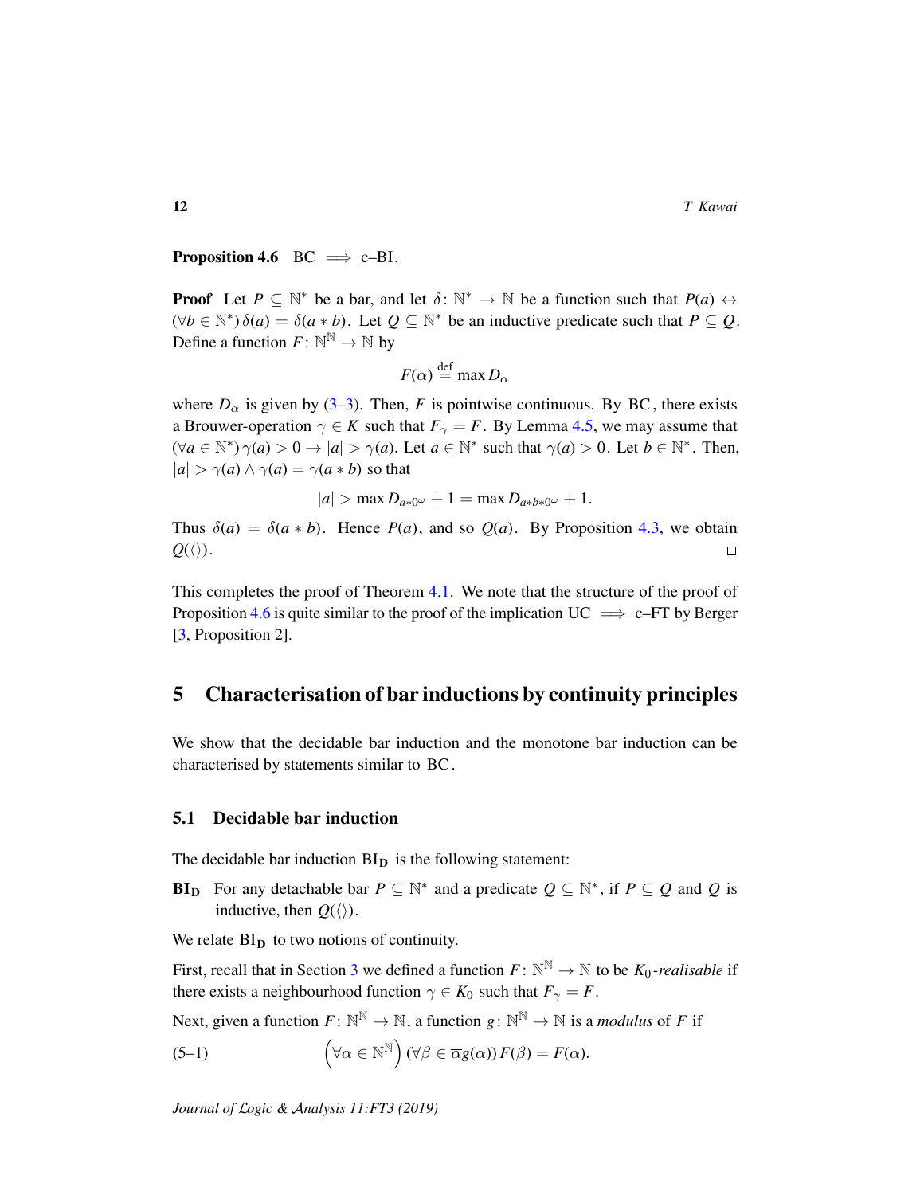**Proposition 4.6** BC $\implies$ c–BI.

**Proof** Let $P \subseteq \mathbb{N}^*$ be a bar, and let $\delta \colon \mathbb{N}^* \to \mathbb{N}$ be a function such that $P(a) \leftrightarrow (\forall b \in \mathbb{N}^*)\, \delta(a) = \delta(a * b)$. Let $Q \subseteq \mathbb{N}^*$ be an inductive predicate such that $P \subseteq Q$. Define a function $F \colon \mathbb{N}^{\mathbb{N}} \to \mathbb{N}$ by

$$F(\alpha) \stackrel{\text{def}}{=} \max D_\alpha$$

where $D_\alpha$ is given by (3–3). Then, $F$ is pointwise continuous. By BC, there exists a Brouwer-operation $\gamma \in K$ such that $F_\gamma = F$. By Lemma 4.5, we may assume that $(\forall a \in \mathbb{N}^*)\, \gamma(a) > 0 \to |a| > \gamma(a)$. Let $a \in \mathbb{N}^*$ such that $\gamma(a) > 0$. Let $b \in \mathbb{N}^*$. Then, $|a| > \gamma(a) \wedge \gamma(a) = \gamma(a * b)$ so that

$$|a| > \max D_{a * 0^\omega} + 1 = \max D_{a * b * 0^\omega} + 1.$$

Thus $\delta(a) = \delta(a * b)$. Hence $P(a)$, and so $Q(a)$. By Proposition 4.3, we obtain $Q(\langle\rangle)$. □

This completes the proof of Theorem 4.1. We note that the structure of the proof of Proposition 4.6 is quite similar to the proof of the implication UC $\implies$ c–FT by Berger [3, Proposition 2].

## 5 Characterisation of bar inductions by continuity principles

We show that the decidable bar induction and the monotone bar induction can be characterised by statements similar to BC.

### 5.1 Decidable bar induction

The decidable bar induction $\mathrm{BI_D}$ is the following statement:

**$\mathrm{BI_D}$** For any detachable bar $P \subseteq \mathbb{N}^*$ and a predicate $Q \subseteq \mathbb{N}^*$, if $P \subseteq Q$ and $Q$ is inductive, then $Q(\langle\rangle)$.

We relate $\mathrm{BI_D}$ to two notions of continuity.

First, recall that in Section 3 we defined a function $F \colon \mathbb{N}^{\mathbb{N}} \to \mathbb{N}$ to be *$K_0$-realisable* if there exists a neighbourhood function $\gamma \in K_0$ such that $F_\gamma = F$.

Next, given a function $F \colon \mathbb{N}^{\mathbb{N}} \to \mathbb{N}$, a function $g \colon \mathbb{N}^{\mathbb{N}} \to \mathbb{N}$ is a *modulus* of $F$ if

$$\left(\forall \alpha \in \mathbb{N}^{\mathbb{N}}\right) (\forall \beta \in \overline{\alpha} g(\alpha))\, F(\beta) = F(\alpha). \tag{5–1}$$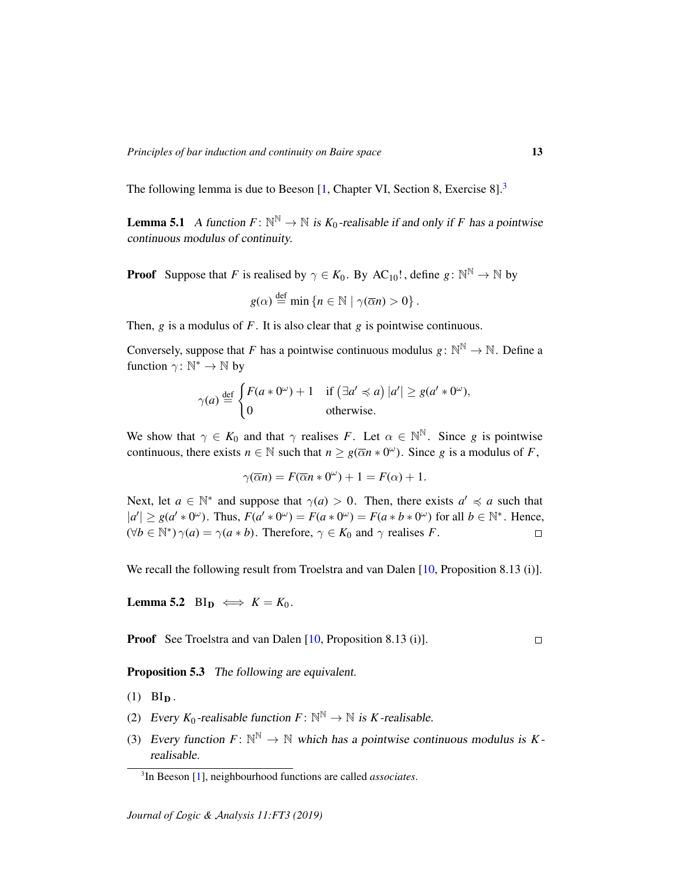The following lemma is due to Beeson [1, Chapter VI, Section 8, Exercise 8].[3]

**Lemma 5.1** *A function $F\colon \mathbb{N}^{\mathbb{N}} \to \mathbb{N}$ is $K_0$-realisable if and only if $F$ has a pointwise continuous modulus of continuity.*

**Proof** Suppose that $F$ is realised by $\gamma \in K_0$. By $\mathrm{AC}_{10}!$, define $g\colon \mathbb{N}^{\mathbb{N}} \to \mathbb{N}$ by

$$g(\alpha) \stackrel{\text{def}}{=} \min \{n \in \mathbb{N} \mid \gamma(\overline{\alpha}n) > 0\}.$$

Then, $g$ is a modulus of $F$. It is also clear that $g$ is pointwise continuous.

Conversely, suppose that $F$ has a pointwise continuous modulus $g\colon \mathbb{N}^{\mathbb{N}} \to \mathbb{N}$. Define a function $\gamma\colon \mathbb{N}^* \to \mathbb{N}$ by

$$\gamma(a) \stackrel{\text{def}}{=} \begin{cases} F(a * 0^\omega) + 1 & \text{if } \left(\exists a' \preccurlyeq a\right) |a'| \geq g(a' * 0^\omega), \\ 0 & \text{otherwise.} \end{cases}$$

We show that $\gamma \in K_0$ and that $\gamma$ realises $F$. Let $\alpha \in \mathbb{N}^{\mathbb{N}}$. Since $g$ is pointwise continuous, there exists $n \in \mathbb{N}$ such that $n \geq g(\overline{\alpha}n * 0^\omega)$. Since $g$ is a modulus of $F$,

$$\gamma(\overline{\alpha}n) = F(\overline{\alpha}n * 0^\omega) + 1 = F(\alpha) + 1.$$

Next, let $a \in \mathbb{N}^*$ and suppose that $\gamma(a) > 0$. Then, there exists $a' \preccurlyeq a$ such that $|a'| \geq g(a' * 0^\omega)$. Thus, $F(a' * 0^\omega) = F(a * 0^\omega) = F(a * b * 0^\omega)$ for all $b \in \mathbb{N}^*$. Hence, $(\forall b \in \mathbb{N}^*)\, \gamma(a) = \gamma(a * b)$. Therefore, $\gamma \in K_0$ and $\gamma$ realises $F$. □

We recall the following result from Troelstra and van Dalen [10, Proposition 8.13 (i)].

**Lemma 5.2** $\mathrm{BI}_{\mathbf{D}} \iff K = K_0$.

**Proof** See Troelstra and van Dalen [10, Proposition 8.13 (i)]. □

**Proposition 5.3** *The following are equivalent.*

1. $\mathrm{BI}_{\mathbf{D}}$.
2. *Every $K_0$-realisable function $F\colon \mathbb{N}^{\mathbb{N}} \to \mathbb{N}$ is $K$-realisable.*
3. *Every function $F\colon \mathbb{N}^{\mathbb{N}} \to \mathbb{N}$ which has a pointwise continuous modulus is $K$-realisable.*

[3] In Beeson [1], neighbourhood functions are called *associates*.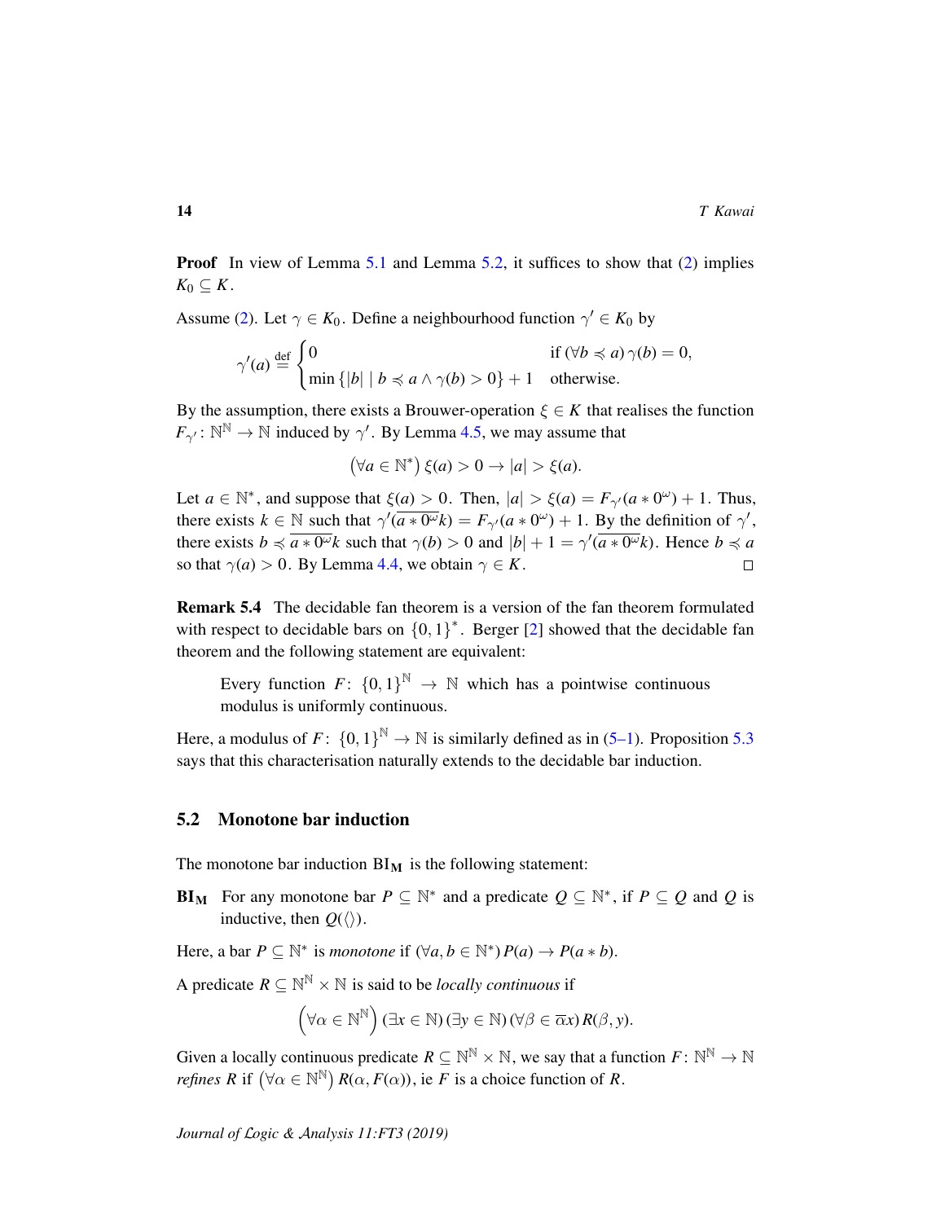**Proof** In view of Lemma 5.1 and Lemma 5.2, it suffices to show that (2) implies $K_0 \subseteq K$.

Assume (2). Let $\gamma \in K_0$. Define a neighbourhood function $\gamma' \in K_0$ by

$$\gamma'(a) \stackrel{\text{def}}{=} \begin{cases} 0 & \text{if } (\forall b \preccurlyeq a)\, \gamma(b) = 0, \\ \min\{|b| \mid b \preccurlyeq a \wedge \gamma(b) > 0\} + 1 & \text{otherwise.} \end{cases}$$

By the assumption, there exists a Brouwer-operation $\xi \in K$ that realises the function $F_{\gamma'} \colon \mathbb{N}^{\mathbb{N}} \to \mathbb{N}$ induced by $\gamma'$. By Lemma 4.5, we may assume that

$$\left(\forall a \in \mathbb{N}^*\right) \xi(a) > 0 \to |a| > \xi(a).$$

Let $a \in \mathbb{N}^*$, and suppose that $\xi(a) > 0$. Then, $|a| > \xi(a) = F_{\gamma'}(a * 0^\omega) + 1$. Thus, there exists $k \in \mathbb{N}$ such that $\gamma'(\overline{a * 0^\omega}k) = F_{\gamma'}(a * 0^\omega) + 1$. By the definition of $\gamma'$, there exists $b \preccurlyeq \overline{a * 0^\omega}k$ such that $\gamma(b) > 0$ and $|b| + 1 = \gamma'(\overline{a * 0^\omega}k)$. Hence $b \preccurlyeq a$ so that $\gamma(a) > 0$. By Lemma 4.4, we obtain $\gamma \in K$. ∎

**Remark 5.4** The decidable fan theorem is a version of the fan theorem formulated with respect to decidable bars on $\{0,1\}^*$. Berger [2] showed that the decidable fan theorem and the following statement are equivalent:

> Every function $F \colon \{0,1\}^{\mathbb{N}} \to \mathbb{N}$ which has a pointwise continuous modulus is uniformly continuous.

Here, a modulus of $F \colon \{0,1\}^{\mathbb{N}} \to \mathbb{N}$ is similarly defined as in (5–1). Proposition 5.3 says that this characterisation naturally extends to the decidable bar induction.

## 5.2 Monotone bar induction

The monotone bar induction $\mathbf{BI_M}$ is the following statement:

**$\mathbf{BI_M}$** For any monotone bar $P \subseteq \mathbb{N}^*$ and a predicate $Q \subseteq \mathbb{N}^*$, if $P \subseteq Q$ and $Q$ is inductive, then $Q(\langle\rangle)$.

Here, a bar $P \subseteq \mathbb{N}^*$ is *monotone* if $(\forall a, b \in \mathbb{N}^*)\, P(a) \to P(a * b)$.

A predicate $R \subseteq \mathbb{N}^{\mathbb{N}} \times \mathbb{N}$ is said to be *locally continuous* if

$$\left(\forall \alpha \in \mathbb{N}^{\mathbb{N}}\right) (\exists x \in \mathbb{N})\, (\exists y \in \mathbb{N})\, (\forall \beta \in \overline{\alpha}x)\, R(\beta, y).$$

Given a locally continuous predicate $R \subseteq \mathbb{N}^{\mathbb{N}} \times \mathbb{N}$, we say that a function $F \colon \mathbb{N}^{\mathbb{N}} \to \mathbb{N}$ *refines* $R$ if $\left(\forall \alpha \in \mathbb{N}^{\mathbb{N}}\right) R(\alpha, F(\alpha))$, ie $F$ is a choice function of $R$.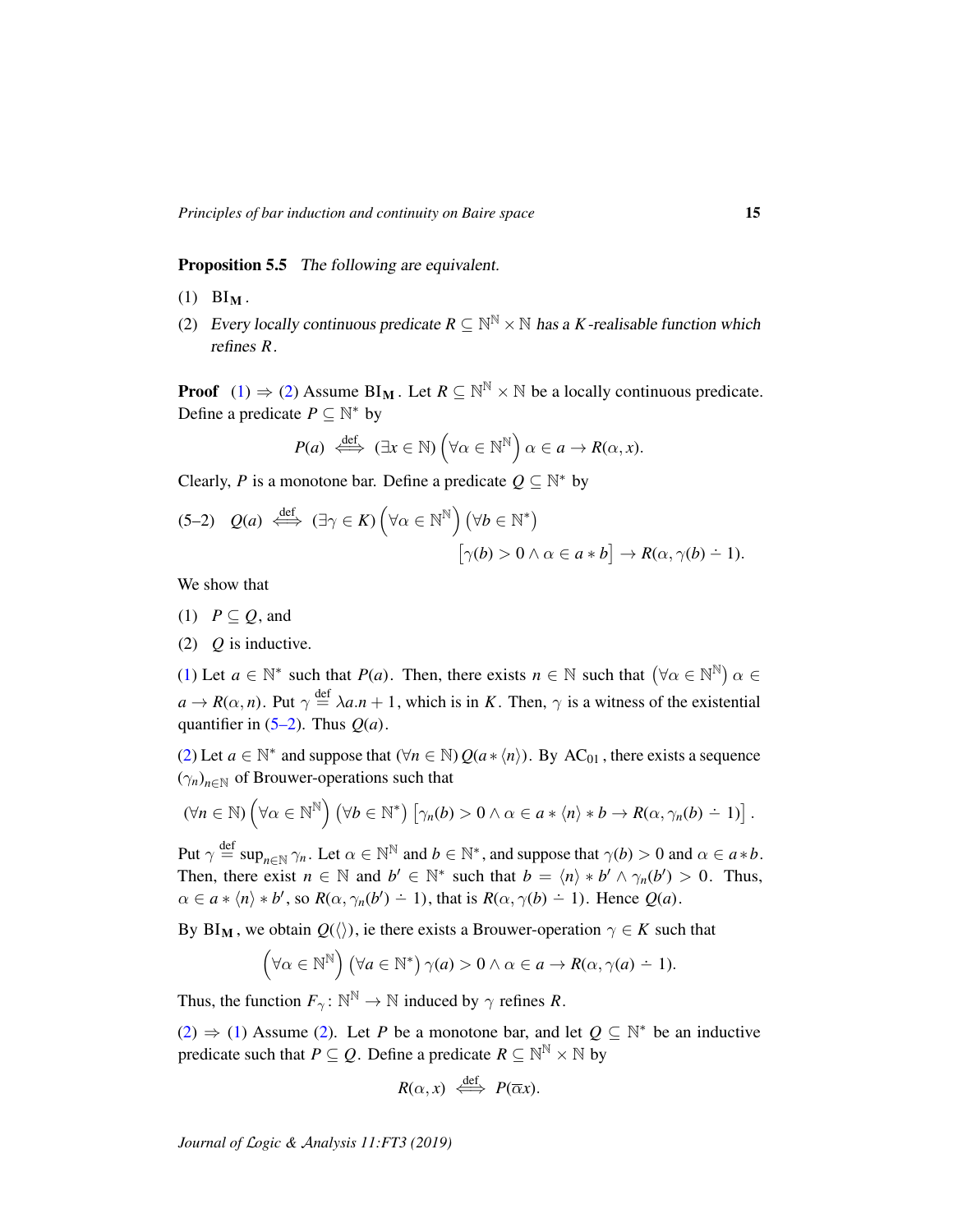**Proposition 5.5** *The following are equivalent.*

(1) $\mathrm{BI}_{\mathbf{M}}$.

(2) *Every locally continuous predicate $R \subseteq \mathbb{N}^{\mathbb{N}} \times \mathbb{N}$ has a $K$-realisable function which refines $R$.*

**Proof** (1) ⇒ (2) Assume $\mathrm{BI}_{\mathbf{M}}$. Let $R \subseteq \mathbb{N}^{\mathbb{N}} \times \mathbb{N}$ be a locally continuous predicate. Define a predicate $P \subseteq \mathbb{N}^*$ by

$$P(a) \overset{\text{def}}{\iff} (\exists x \in \mathbb{N}) \left(\forall \alpha \in \mathbb{N}^{\mathbb{N}}\right) \alpha \in a \to R(\alpha, x).$$

Clearly, $P$ is a monotone bar. Define a predicate $Q \subseteq \mathbb{N}^*$ by

$$(5\text{–}2) \quad Q(a) \overset{\text{def}}{\iff} (\exists \gamma \in K) \left(\forall \alpha \in \mathbb{N}^{\mathbb{N}}\right) \left(\forall b \in \mathbb{N}^*\right) \left[\gamma(b) > 0 \wedge \alpha \in a * b\right] \to R(\alpha, \gamma(b) \dot{-} 1).$$

We show that

(1) $P \subseteq Q$, and

(2) $Q$ is inductive.

(1) Let $a \in \mathbb{N}^*$ such that $P(a)$. Then, there exists $n \in \mathbb{N}$ such that $\left(\forall \alpha \in \mathbb{N}^{\mathbb{N}}\right) \alpha \in a \to R(\alpha, n)$. Put $\gamma \overset{\text{def}}{=} \lambda a.n + 1$, which is in $K$. Then, $\gamma$ is a witness of the existential quantifier in (5–2). Thus $Q(a)$.

(2) Let $a \in \mathbb{N}^*$ and suppose that $(\forall n \in \mathbb{N})\, Q(a * \langle n \rangle)$. By $\mathrm{AC}_{01}$, there exists a sequence $(\gamma_n)_{n \in \mathbb{N}}$ of Brouwer-operations such that

$$(\forall n \in \mathbb{N}) \left(\forall \alpha \in \mathbb{N}^{\mathbb{N}}\right) \left(\forall b \in \mathbb{N}^*\right) \left[\gamma_n(b) > 0 \wedge \alpha \in a * \langle n \rangle * b \to R(\alpha, \gamma_n(b) \dot{-} 1)\right].$$

Put $\gamma \overset{\text{def}}{=} \sup_{n \in \mathbb{N}} \gamma_n$. Let $\alpha \in \mathbb{N}^{\mathbb{N}}$ and $b \in \mathbb{N}^*$, and suppose that $\gamma(b) > 0$ and $\alpha \in a * b$. Then, there exist $n \in \mathbb{N}$ and $b' \in \mathbb{N}^*$ such that $b = \langle n \rangle * b' \wedge \gamma_n(b') > 0$. Thus, $\alpha \in a * \langle n \rangle * b'$, so $R(\alpha, \gamma_n(b') \dot{-} 1)$, that is $R(\alpha, \gamma(b) \dot{-} 1)$. Hence $Q(a)$.

By $\mathrm{BI}_{\mathbf{M}}$, we obtain $Q(\langle\rangle)$, ie there exists a Brouwer-operation $\gamma \in K$ such that

$$\left(\forall \alpha \in \mathbb{N}^{\mathbb{N}}\right) \left(\forall a \in \mathbb{N}^*\right) \gamma(a) > 0 \wedge \alpha \in a \to R(\alpha, \gamma(a) \dot{-} 1).$$

Thus, the function $F_\gamma \colon \mathbb{N}^{\mathbb{N}} \to \mathbb{N}$ induced by $\gamma$ refines $R$.

(2) ⇒ (1) Assume (2). Let $P$ be a monotone bar, and let $Q \subseteq \mathbb{N}^*$ be an inductive predicate such that $P \subseteq Q$. Define a predicate $R \subseteq \mathbb{N}^{\mathbb{N}} \times \mathbb{N}$ by

$$R(\alpha, x) \overset{\text{def}}{\iff} P(\overline{\alpha}x).$$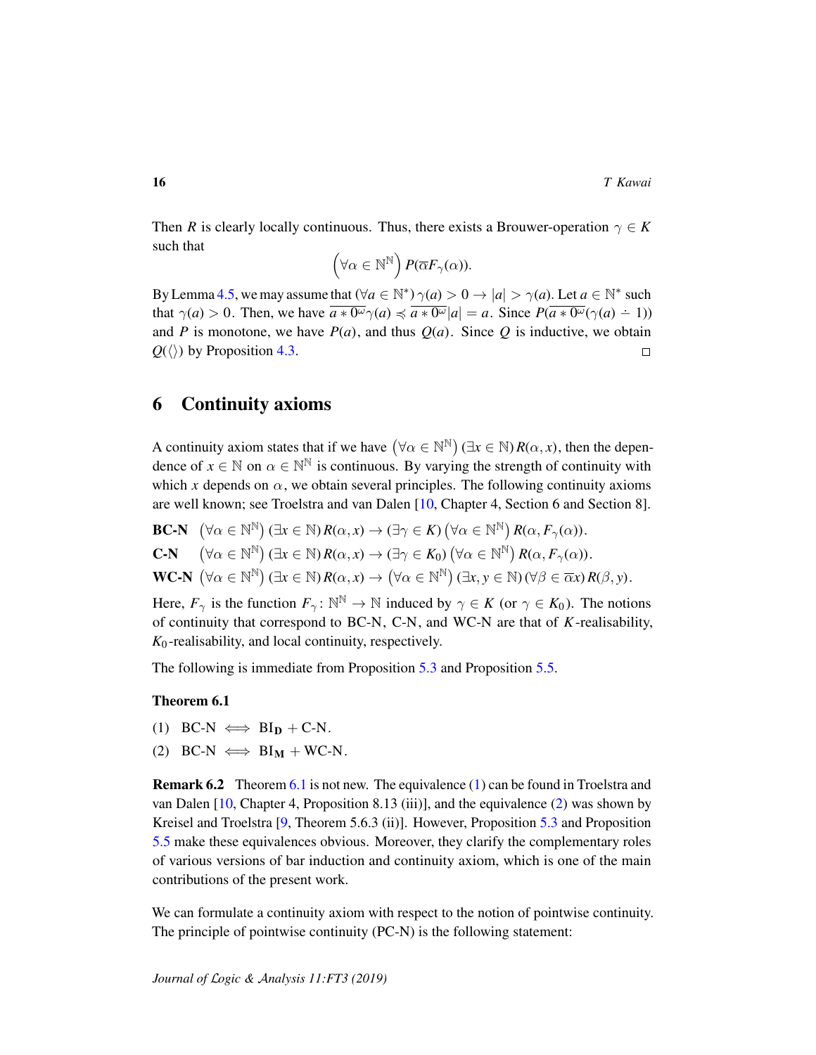Then $R$ is clearly locally continuous. Thus, there exists a Brouwer-operation $\gamma \in K$ such that

$$\left(\forall \alpha \in \mathbb{N}^{\mathbb{N}}\right) P(\overline{\alpha} F_\gamma(\alpha)).$$

By Lemma 4.5, we may assume that $(\forall a \in \mathbb{N}^*)\, \gamma(a) > 0 \to |a| > \gamma(a)$. Let $a \in \mathbb{N}^*$ such that $\gamma(a) > 0$. Then, we have $\overline{a * 0^\omega}\gamma(a) \preccurlyeq \overline{a * 0^\omega}|a| = a$. Since $P(\overline{a * 0^\omega}(\gamma(a) \dot{-} 1))$ and $P$ is monotone, we have $P(a)$, and thus $Q(a)$. Since $Q$ is inductive, we obtain $Q(\langle\rangle)$ by Proposition 4.3. $\square$

## 6 Continuity axioms

A continuity axiom states that if we have $\left(\forall \alpha \in \mathbb{N}^{\mathbb{N}}\right)(\exists x \in \mathbb{N})\, R(\alpha, x)$, then the dependence of $x \in \mathbb{N}$ on $\alpha \in \mathbb{N}^{\mathbb{N}}$ is continuous. By varying the strength of continuity with which $x$ depends on $\alpha$, we obtain several principles. The following continuity axioms are well known; see Troelstra and van Dalen [10, Chapter 4, Section 6 and Section 8].

**BC-N** $\left(\forall \alpha \in \mathbb{N}^{\mathbb{N}}\right)(\exists x \in \mathbb{N})\, R(\alpha, x) \to (\exists \gamma \in K)\left(\forall \alpha \in \mathbb{N}^{\mathbb{N}}\right) R(\alpha, F_\gamma(\alpha))$.

**C-N** $\left(\forall \alpha \in \mathbb{N}^{\mathbb{N}}\right)(\exists x \in \mathbb{N})\, R(\alpha, x) \to (\exists \gamma \in K_0)\left(\forall \alpha \in \mathbb{N}^{\mathbb{N}}\right) R(\alpha, F_\gamma(\alpha))$.

**WC-N** $\left(\forall \alpha \in \mathbb{N}^{\mathbb{N}}\right)(\exists x \in \mathbb{N})\, R(\alpha, x) \to \left(\forall \alpha \in \mathbb{N}^{\mathbb{N}}\right)(\exists x, y \in \mathbb{N})(\forall \beta \in \overline{\alpha}x)\, R(\beta, y)$.

Here, $F_\gamma$ is the function $F_\gamma \colon \mathbb{N}^{\mathbb{N}} \to \mathbb{N}$ induced by $\gamma \in K$ (or $\gamma \in K_0$). The notions of continuity that correspond to BC-N, C-N, and WC-N are that of $K$-realisability, $K_0$-realisability, and local continuity, respectively.

The following is immediate from Proposition 5.3 and Proposition 5.5.

**Theorem 6.1**

(1) BC-N $\iff$ $\mathrm{BI}_{\mathbf{D}}$ + C-N.

(2) BC-N $\iff$ $\mathrm{BI}_{\mathbf{M}}$ + WC-N.

**Remark 6.2** Theorem 6.1 is not new. The equivalence (1) can be found in Troelstra and van Dalen [10, Chapter 4, Proposition 8.13 (iii)], and the equivalence (2) was shown by Kreisel and Troelstra [9, Theorem 5.6.3 (ii)]. However, Proposition 5.3 and Proposition 5.5 make these equivalences obvious. Moreover, they clarify the complementary roles of various versions of bar induction and continuity axiom, which is one of the main contributions of the present work.

We can formulate a continuity axiom with respect to the notion of pointwise continuity. The principle of pointwise continuity (PC-N) is the following statement: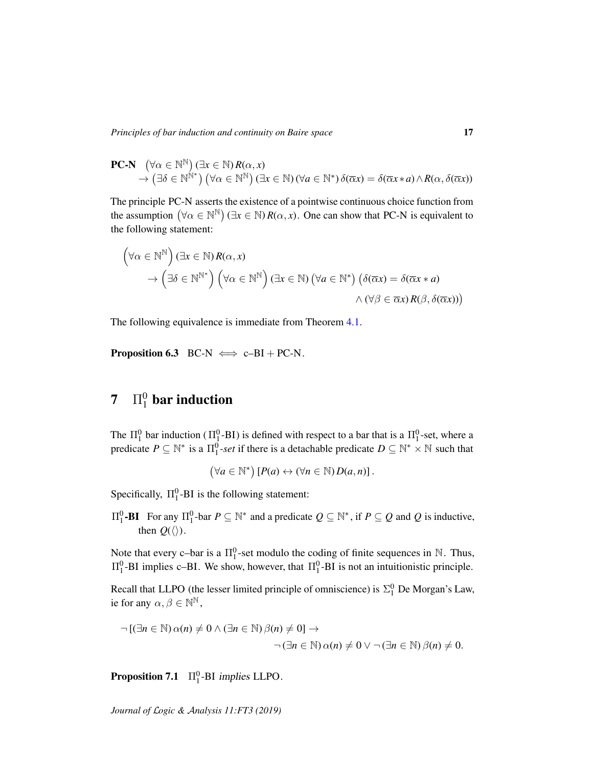**PC-N** $\left(\forall \alpha \in \mathbb{N}^{\mathbb{N}}\right)(\exists x \in \mathbb{N})\, R(\alpha, x)$
$\quad \rightarrow \left(\exists \delta \in \mathbb{N}^{\mathbb{N}^*}\right)\left(\forall \alpha \in \mathbb{N}^{\mathbb{N}}\right)(\exists x \in \mathbb{N})(\forall a \in \mathbb{N}^*)\, \delta(\overline{\alpha}x) = \delta(\overline{\alpha}x * a) \wedge R(\alpha, \delta(\overline{\alpha}x))$

The principle PC-N asserts the existence of a pointwise continuous choice function from the assumption $\left(\forall \alpha \in \mathbb{N}^{\mathbb{N}}\right)(\exists x \in \mathbb{N})\, R(\alpha, x)$. One can show that PC-N is equivalent to the following statement:

$$\begin{aligned}
&\left(\forall \alpha \in \mathbb{N}^{\mathbb{N}}\right)(\exists x \in \mathbb{N})\, R(\alpha, x) \\
&\quad \rightarrow \left(\exists \delta \in \mathbb{N}^{\mathbb{N}^*}\right)\left(\forall \alpha \in \mathbb{N}^{\mathbb{N}}\right)(\exists x \in \mathbb{N})\left(\forall a \in \mathbb{N}^*\right)\Big(\delta(\overline{\alpha}x) = \delta(\overline{\alpha}x * a) \\
&\qquad\qquad\qquad\qquad\qquad\qquad \wedge (\forall \beta \in \overline{\alpha}x)\, R(\beta, \delta(\overline{\alpha}x))\Big)
\end{aligned}$$

The following equivalence is immediate from Theorem 4.1.

**Proposition 6.3** BC-N $\iff$ c–BI + PC-N.

## 7 $\Pi^0_1$ bar induction

The $\Pi^0_1$ bar induction ($\Pi^0_1$-BI) is defined with respect to a bar that is a $\Pi^0_1$-set, where a predicate $P \subseteq \mathbb{N}^*$ is a $\Pi^0_1$*-set* if there is a detachable predicate $D \subseteq \mathbb{N}^* \times \mathbb{N}$ such that

$$\left(\forall a \in \mathbb{N}^*\right)[P(a) \leftrightarrow (\forall n \in \mathbb{N})\, D(a, n)].$$

Specifically, $\Pi^0_1$-BI is the following statement:

**$\Pi^0_1$-BI** For any $\Pi^0_1$-bar $P \subseteq \mathbb{N}^*$ and a predicate $Q \subseteq \mathbb{N}^*$, if $P \subseteq Q$ and $Q$ is inductive, then $Q(\langle\rangle)$.

Note that every c–bar is a $\Pi^0_1$-set modulo the coding of finite sequences in $\mathbb{N}$. Thus, $\Pi^0_1$-BI implies c–BI. We show, however, that $\Pi^0_1$-BI is not an intuitionistic principle.

Recall that LLPO (the lesser limited principle of omniscience) is $\Sigma^0_1$ De Morgan's Law, ie for any $\alpha, \beta \in \mathbb{N}^{\mathbb{N}}$,

$$\begin{aligned}
\neg\,[(\exists n \in \mathbb{N})\, \alpha(n) \neq 0 \wedge (\exists n \in \mathbb{N})\, \beta(n) \neq 0] &\rightarrow \\
&\neg\,(\exists n \in \mathbb{N})\, \alpha(n) \neq 0 \vee \neg\,(\exists n \in \mathbb{N})\, \beta(n) \neq 0.
\end{aligned}$$

**Proposition 7.1** $\Pi^0_1$-BI *implies* LLPO.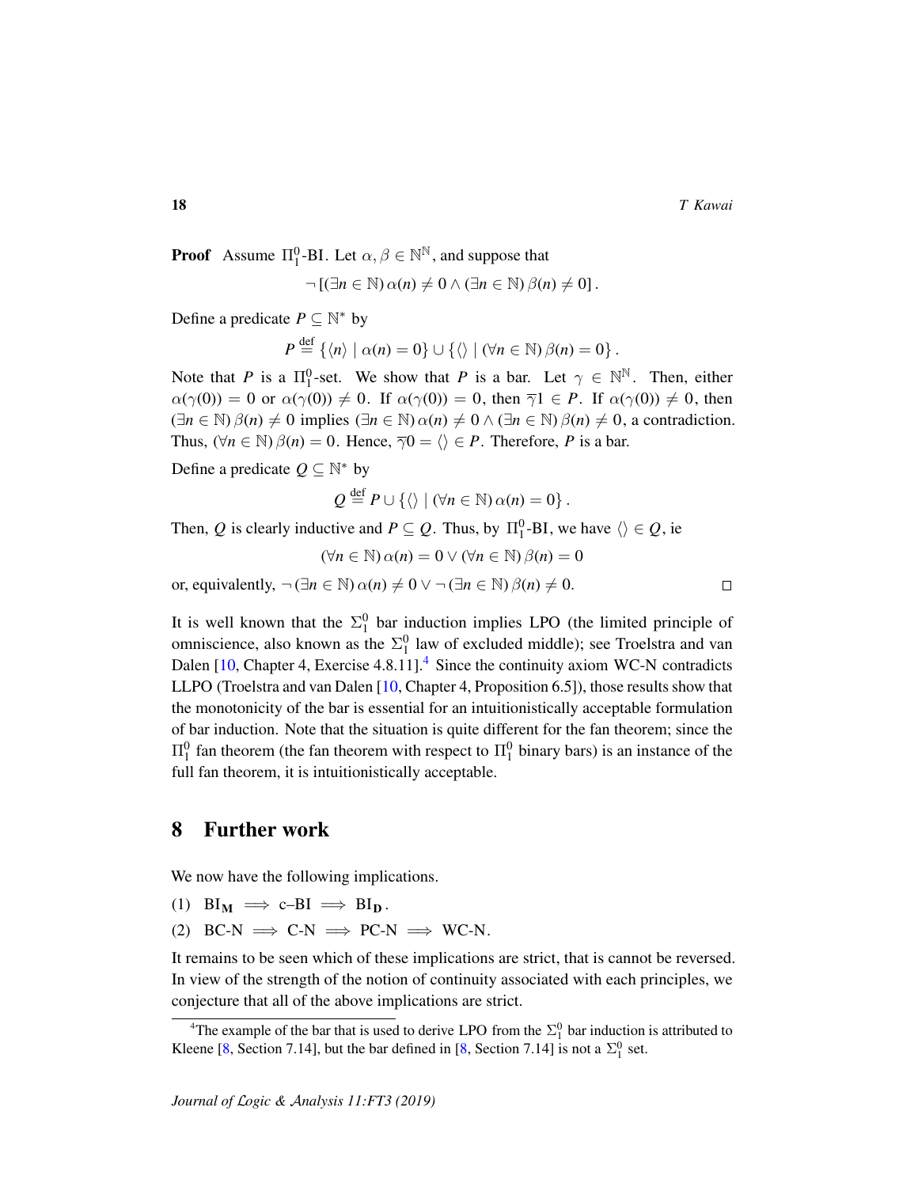**Proof** Assume $\Pi^0_1$-BI. Let $\alpha, \beta \in \mathbb{N}^{\mathbb{N}}$, and suppose that

$$\neg\left[(\exists n \in \mathbb{N})\, \alpha(n) \neq 0 \wedge (\exists n \in \mathbb{N})\, \beta(n) \neq 0\right].$$

Define a predicate $P \subseteq \mathbb{N}^*$ by

$$P \stackrel{\text{def}}{=} \{\langle n \rangle \mid \alpha(n) = 0\} \cup \{\langle\rangle \mid (\forall n \in \mathbb{N})\, \beta(n) = 0\}.$$

Note that $P$ is a $\Pi^0_1$-set. We show that $P$ is a bar. Let $\gamma \in \mathbb{N}^{\mathbb{N}}$. Then, either $\alpha(\gamma(0)) = 0$ or $\alpha(\gamma(0)) \neq 0$. If $\alpha(\gamma(0)) = 0$, then $\overline{\gamma}1 \in P$. If $\alpha(\gamma(0)) \neq 0$, then $(\exists n \in \mathbb{N})\, \beta(n) \neq 0$ implies $(\exists n \in \mathbb{N})\, \alpha(n) \neq 0 \wedge (\exists n \in \mathbb{N})\, \beta(n) \neq 0$, a contradiction. Thus, $(\forall n \in \mathbb{N})\, \beta(n) = 0$. Hence, $\overline{\gamma}0 = \langle\rangle \in P$. Therefore, $P$ is a bar.

Define a predicate $Q \subseteq \mathbb{N}^*$ by

$$Q \stackrel{\text{def}}{=} P \cup \{\langle\rangle \mid (\forall n \in \mathbb{N})\, \alpha(n) = 0\}.$$

Then, $Q$ is clearly inductive and $P \subseteq Q$. Thus, by $\Pi^0_1$-BI, we have $\langle\rangle \in Q$, ie

$$(\forall n \in \mathbb{N})\, \alpha(n) = 0 \vee (\forall n \in \mathbb{N})\, \beta(n) = 0$$

or, equivalently, $\neg\,(\exists n \in \mathbb{N})\, \alpha(n) \neq 0 \vee \neg\,(\exists n \in \mathbb{N})\, \beta(n) \neq 0$. □

It is well known that the $\Sigma^0_1$ bar induction implies LPO (the limited principle of omniscience, also known as the $\Sigma^0_1$ law of excluded middle); see Troelstra and van Dalen [10, Chapter 4, Exercise 4.8.11].[4] Since the continuity axiom WC-N contradicts LLPO (Troelstra and van Dalen [10, Chapter 4, Proposition 6.5]), those results show that the monotonicity of the bar is essential for an intuitionistically acceptable formulation of bar induction. Note that the situation is quite different for the fan theorem; since the $\Pi^0_1$ fan theorem (the fan theorem with respect to $\Pi^0_1$ binary bars) is an instance of the full fan theorem, it is intuitionistically acceptable.

## 8 Further work

We now have the following implications.

(1) $\mathrm{BI}_{\mathbf{M}} \implies$ c–BI $\implies \mathrm{BI}_{\mathbf{D}}$.

(2) BC-N $\implies$ C-N $\implies$ PC-N $\implies$ WC-N.

It remains to be seen which of these implications are strict, that is cannot be reversed. In view of the strength of the notion of continuity associated with each principles, we conjecture that all of the above implications are strict.

[4] The example of the bar that is used to derive LPO from the $\Sigma^0_1$ bar induction is attributed to Kleene [8, Section 7.14], but the bar defined in [8, Section 7.14] is not a $\Sigma^0_1$ set.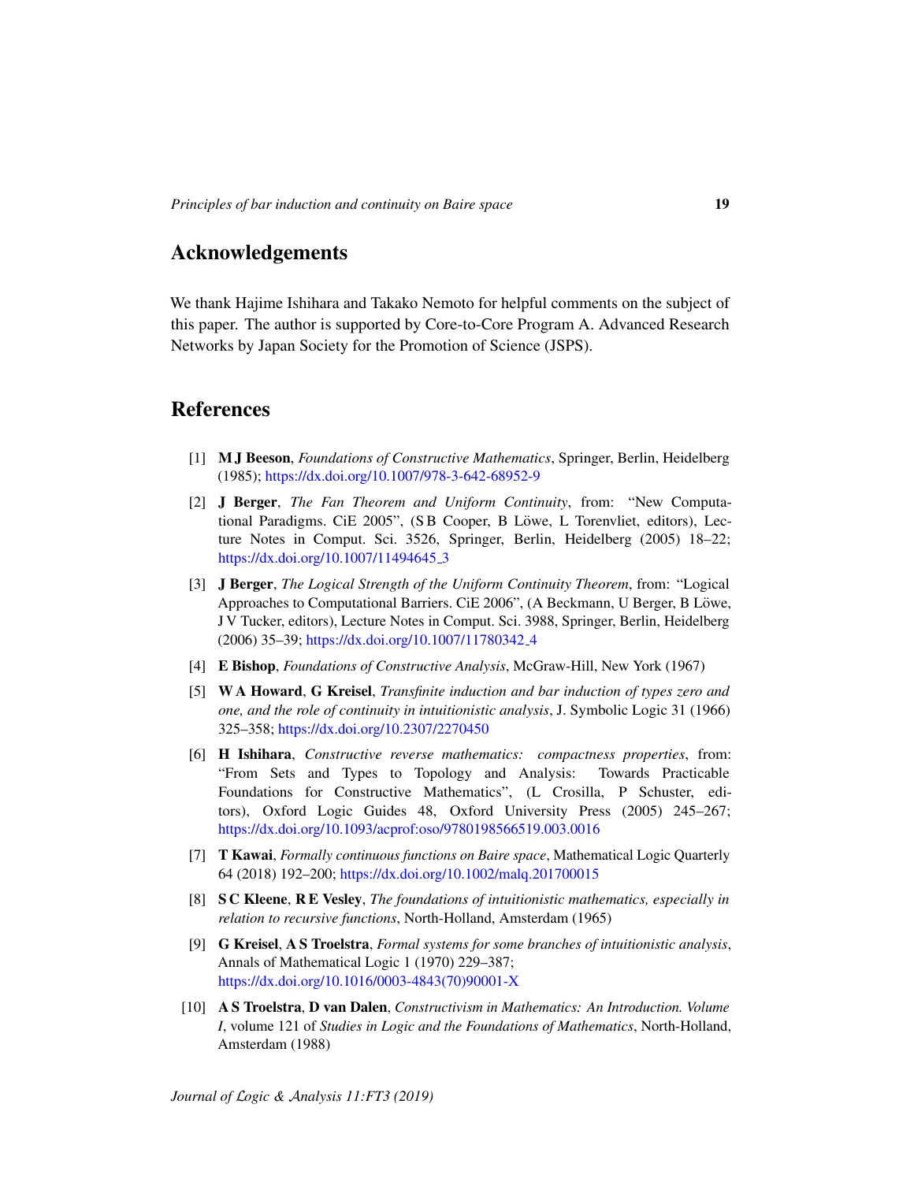## Acknowledgements

We thank Hajime Ishihara and Takako Nemoto for helpful comments on the subject of this paper. The author is supported by Core-to-Core Program A. Advanced Research Networks by Japan Society for the Promotion of Science (JSPS).

## References

[1] **M J Beeson**, *Foundations of Constructive Mathematics*, Springer, Berlin, Heidelberg (1985); https://dx.doi.org/10.1007/978-3-642-68952-9

[2] **J Berger**, *The Fan Theorem and Uniform Continuity*, from: "New Computational Paradigms. CiE 2005", (S B Cooper, B Löwe, L Torenvliet, editors), Lecture Notes in Comput. Sci. 3526, Springer, Berlin, Heidelberg (2005) 18–22; https://dx.doi.org/10.1007/11494645_3

[3] **J Berger**, *The Logical Strength of the Uniform Continuity Theorem*, from: "Logical Approaches to Computational Barriers. CiE 2006", (A Beckmann, U Berger, B Löwe, J V Tucker, editors), Lecture Notes in Comput. Sci. 3988, Springer, Berlin, Heidelberg (2006) 35–39; https://dx.doi.org/10.1007/11780342_4

[4] **E Bishop**, *Foundations of Constructive Analysis*, McGraw-Hill, New York (1967)

[5] **W A Howard**, **G Kreisel**, *Transfinite induction and bar induction of types zero and one, and the role of continuity in intuitionistic analysis*, J. Symbolic Logic 31 (1966) 325–358; https://dx.doi.org/10.2307/2270450

[6] **H Ishihara**, *Constructive reverse mathematics: compactness properties*, from: "From Sets and Types to Topology and Analysis: Towards Practicable Foundations for Constructive Mathematics", (L Crosilla, P Schuster, editors), Oxford Logic Guides 48, Oxford University Press (2005) 245–267; https://dx.doi.org/10.1093/acprof:oso/9780198566519.003.0016

[7] **T Kawai**, *Formally continuous functions on Baire space*, Mathematical Logic Quarterly 64 (2018) 192–200; https://dx.doi.org/10.1002/malq.201700015

[8] **S C Kleene**, **R E Vesley**, *The foundations of intuitionistic mathematics, especially in relation to recursive functions*, North-Holland, Amsterdam (1965)

[9] **G Kreisel**, **A S Troelstra**, *Formal systems for some branches of intuitionistic analysis*, Annals of Mathematical Logic 1 (1970) 229–387; https://dx.doi.org/10.1016/0003-4843(70)90001-X

[10] **A S Troelstra**, **D van Dalen**, *Constructivism in Mathematics: An Introduction. Volume I*, volume 121 of *Studies in Logic and the Foundations of Mathematics*, North-Holland, Amsterdam (1988)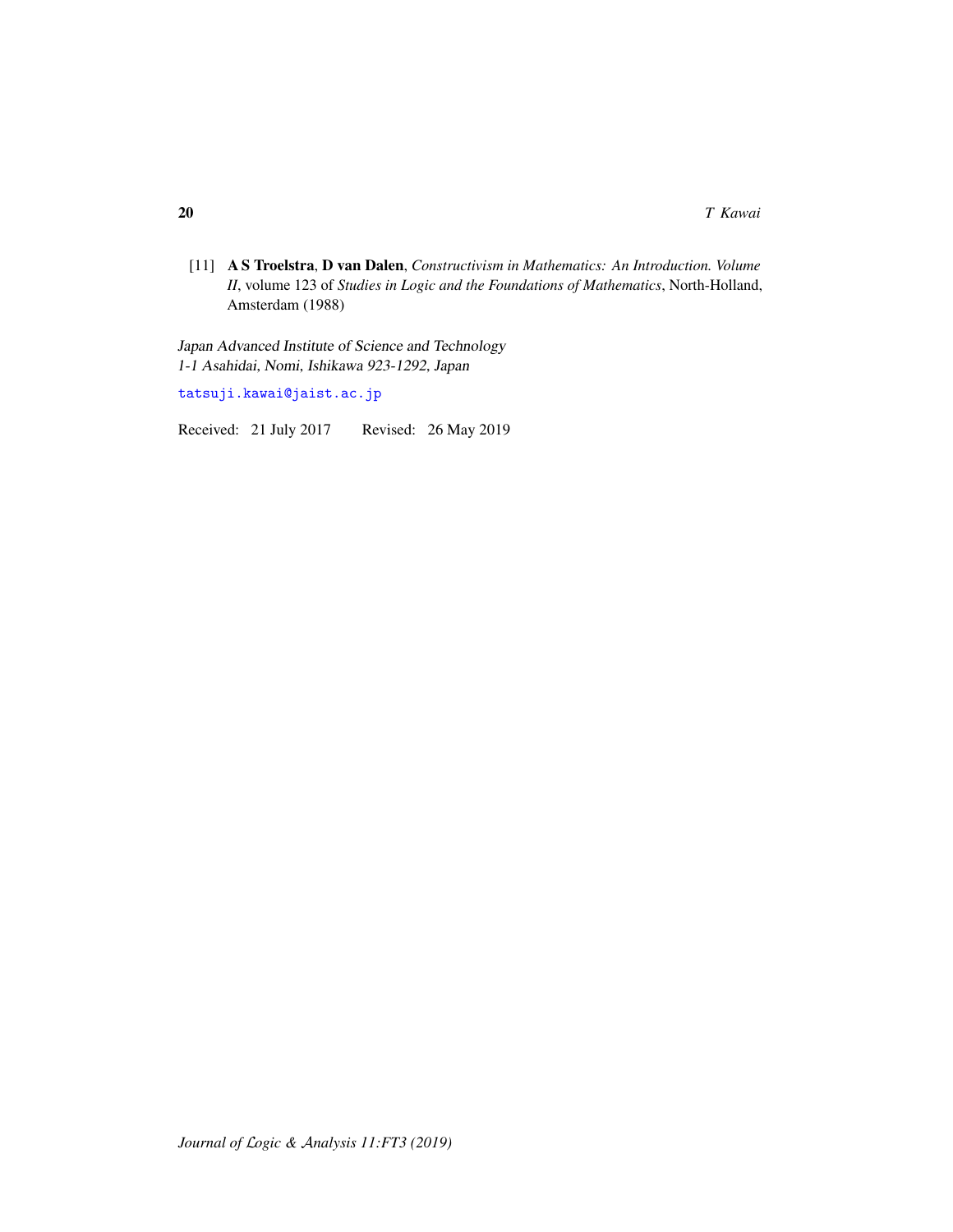[11] **A S Troelstra**, **D van Dalen**, *Constructivism in Mathematics: An Introduction. Volume II*, volume 123 of *Studies in Logic and the Foundations of Mathematics*, North-Holland, Amsterdam (1988)

*Japan Advanced Institute of Science and Technology*
*1-1 Asahidai, Nomi, Ishikawa 923-1292, Japan*

tatsuji.kawai@jaist.ac.jp

Received: 21 July 2017 Revised: 26 May 2019